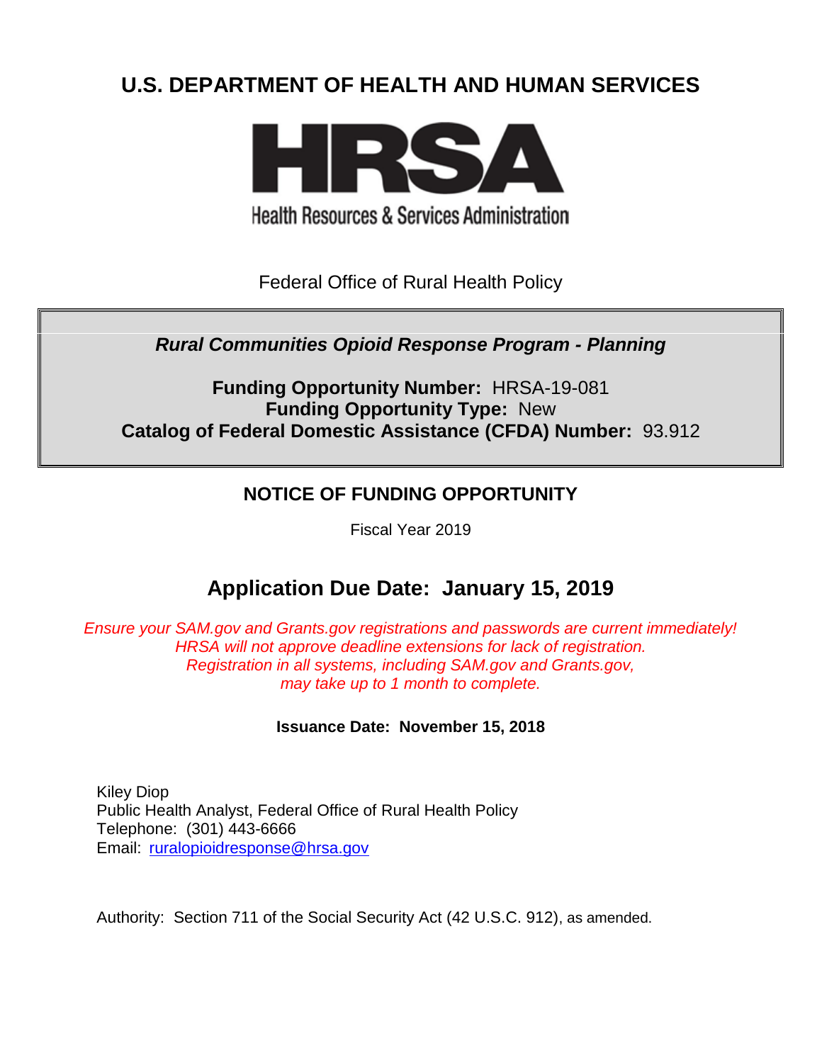# U.S. DEPARTMENT OF HEALTH AND HUMAN SERVICES

**HRSA**

Health Resources & Services Administration

Federal Office of Rural Health Policy

***Rural Communities Opioid Response Program - Planning***

**Funding Opportunity Number:** HRSA-19-081
**Funding Opportunity Type:** New
**Catalog of Federal Domestic Assistance (CFDA) Number:** 93.912

## NOTICE OF FUNDING OPPORTUNITY

Fiscal Year 2019

## Application Due Date: January 15, 2019

*Ensure your SAM.gov and Grants.gov registrations and passwords are current immediately! HRSA will not approve deadline extensions for lack of registration. Registration in all systems, including SAM.gov and Grants.gov, may take up to 1 month to complete.*

**Issuance Date: November 15, 2018**

Kiley Diop
Public Health Analyst, Federal Office of Rural Health Policy
Telephone: (301) 443-6666
Email: ruralopioidresponse@hrsa.gov

Authority: Section 711 of the Social Security Act (42 U.S.C. 912), as amended.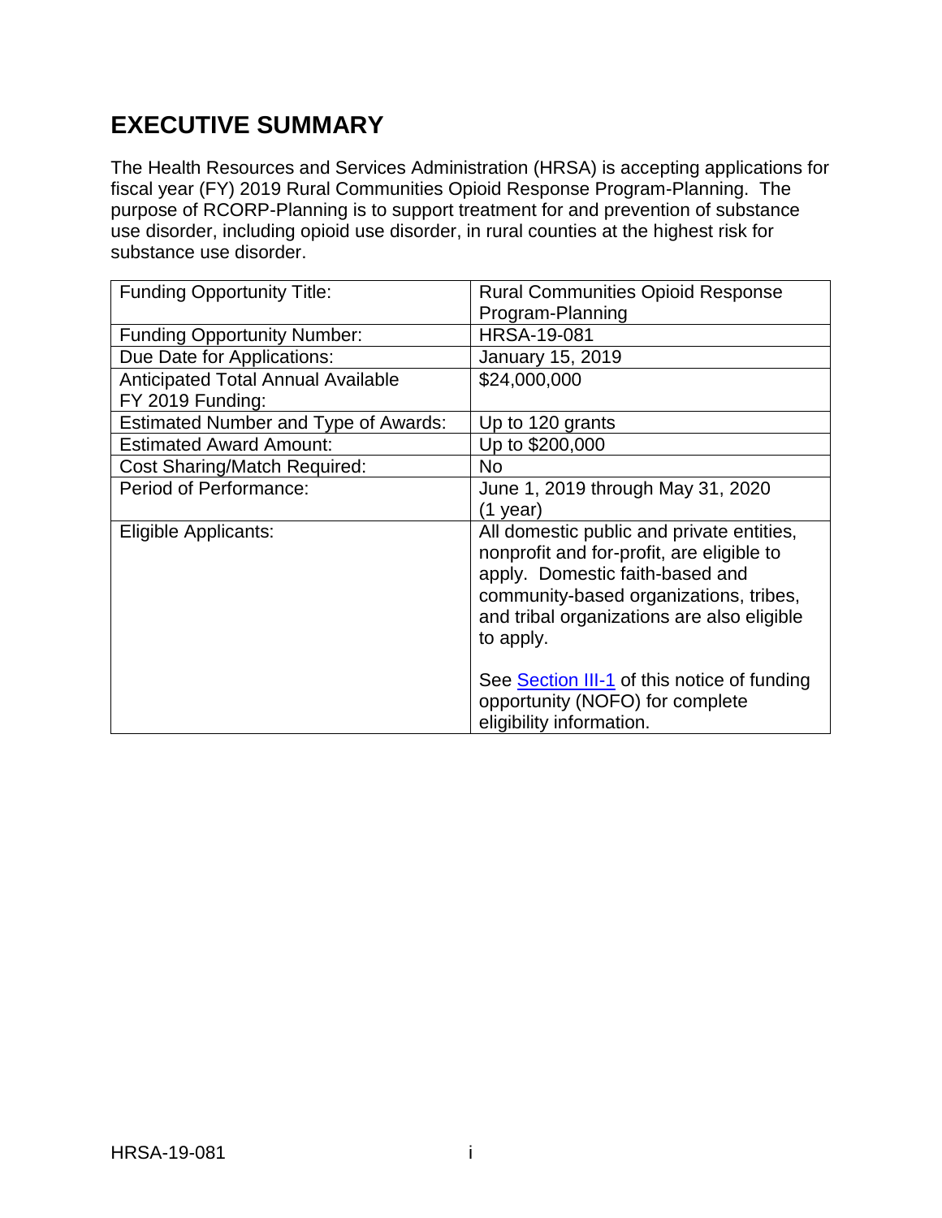# EXECUTIVE SUMMARY

The Health Resources and Services Administration (HRSA) is accepting applications for fiscal year (FY) 2019 Rural Communities Opioid Response Program-Planning. The purpose of RCORP-Planning is to support treatment for and prevention of substance use disorder, including opioid use disorder, in rural counties at the highest risk for substance use disorder.

| | |
|---|---|
| Funding Opportunity Title: | Rural Communities Opioid Response Program-Planning |
| Funding Opportunity Number: | HRSA-19-081 |
| Due Date for Applications: | January 15, 2019 |
| Anticipated Total Annual Available FY 2019 Funding: | $24,000,000 |
| Estimated Number and Type of Awards: | Up to 120 grants |
| Estimated Award Amount: | Up to $200,000 |
| Cost Sharing/Match Required: | No |
| Period of Performance: | June 1, 2019 through May 31, 2020 (1 year) |
| Eligible Applicants: | All domestic public and private entities, nonprofit and for-profit, are eligible to apply. Domestic faith-based and community-based organizations, tribes, and tribal organizations are also eligible to apply.<br><br>See Section III-1 of this notice of funding opportunity (NOFO) for complete eligibility information. |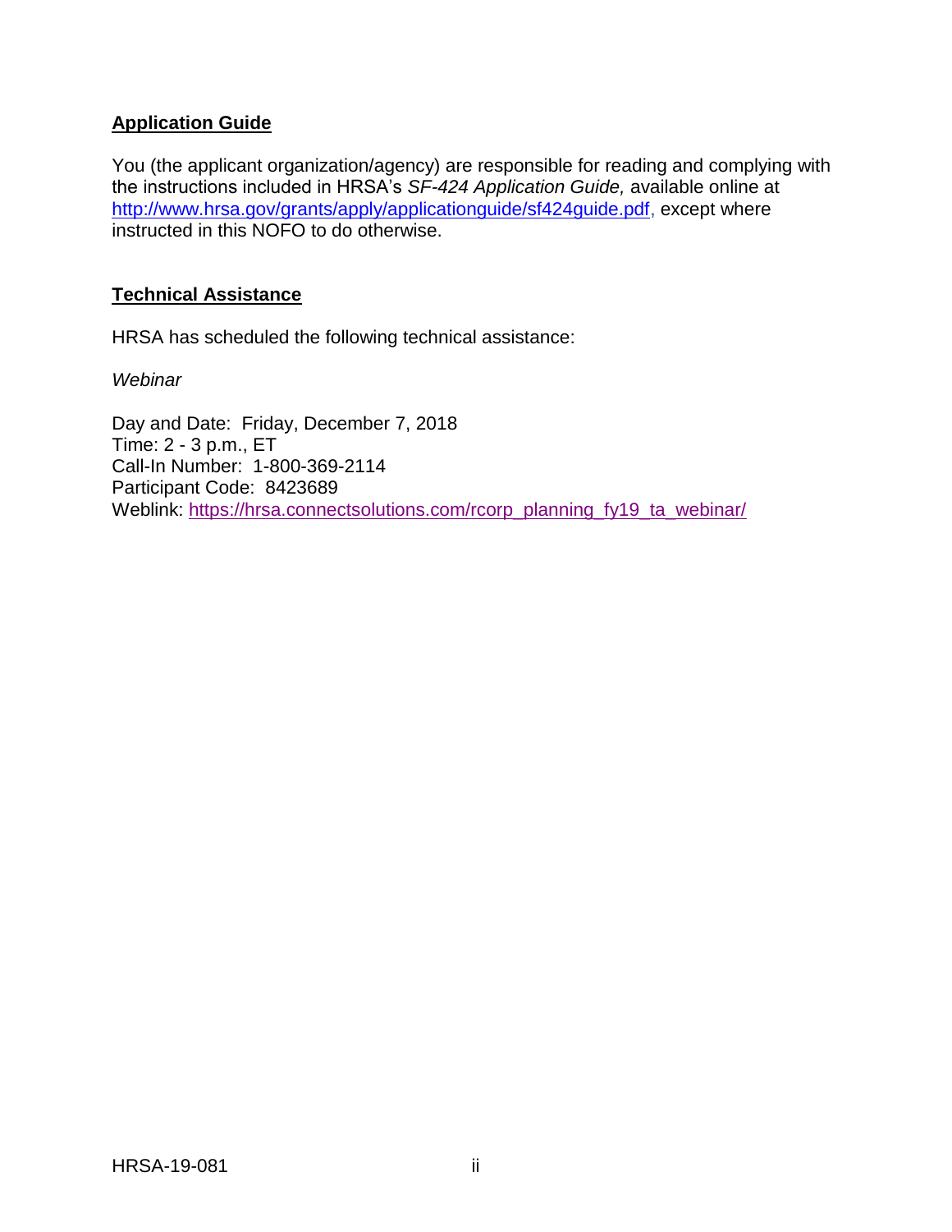## Application Guide

You (the applicant organization/agency) are responsible for reading and complying with the instructions included in HRSA's *SF-424 Application Guide,* available online at http://www.hrsa.gov/grants/apply/applicationguide/sf424guide.pdf, except where instructed in this NOFO to do otherwise.

## Technical Assistance

HRSA has scheduled the following technical assistance:

*Webinar*

Day and Date: Friday, December 7, 2018
Time: 2 - 3 p.m., ET
Call-In Number: 1-800-369-2114
Participant Code: 8423689
Weblink: https://hrsa.connectsolutions.com/rcorp_planning_fy19_ta_webinar/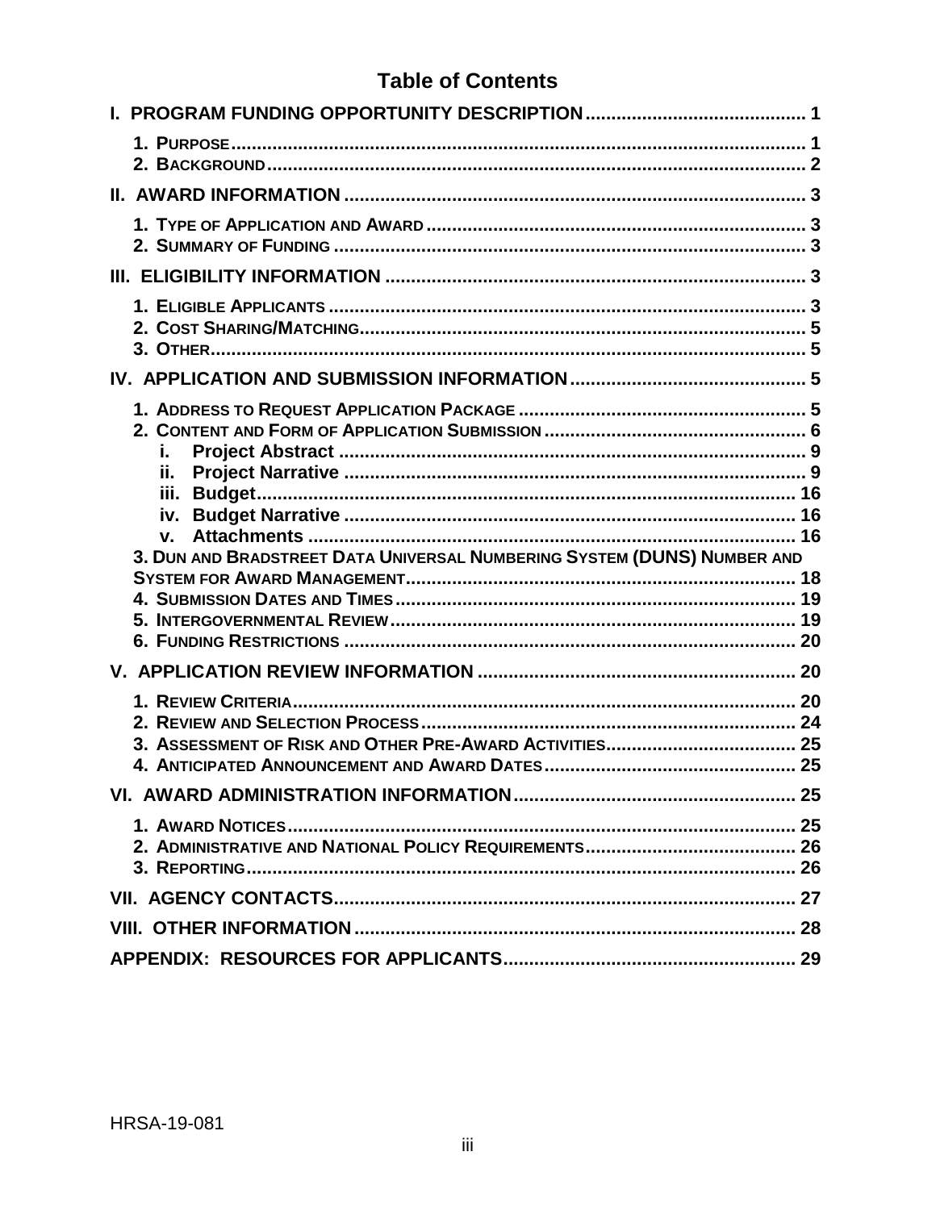# Table of Contents

**I. PROGRAM FUNDING OPPORTUNITY DESCRIPTION** ..... 1

- 1. PURPOSE ..... 1
- 2. BACKGROUND ..... 2

**II. AWARD INFORMATION** ..... 3

- 1. TYPE OF APPLICATION AND AWARD ..... 3
- 2. SUMMARY OF FUNDING ..... 3

**III. ELIGIBILITY INFORMATION** ..... 3

- 1. ELIGIBLE APPLICANTS ..... 3
- 2. COST SHARING/MATCHING ..... 5
- 3. OTHER ..... 5

**IV. APPLICATION AND SUBMISSION INFORMATION** ..... 5

- 1. ADDRESS TO REQUEST APPLICATION PACKAGE ..... 5
- 2. CONTENT AND FORM OF APPLICATION SUBMISSION ..... 6
  - i. Project Abstract ..... 9
  - ii. Project Narrative ..... 9
  - iii. Budget ..... 16
  - iv. Budget Narrative ..... 16
  - v. Attachments ..... 16
- 3. DUN AND BRADSTREET DATA UNIVERSAL NUMBERING SYSTEM (DUNS) NUMBER AND SYSTEM FOR AWARD MANAGEMENT ..... 18
- 4. SUBMISSION DATES AND TIMES ..... 19
- 5. INTERGOVERNMENTAL REVIEW ..... 19
- 6. FUNDING RESTRICTIONS ..... 20

**V. APPLICATION REVIEW INFORMATION** ..... 20

- 1. REVIEW CRITERIA ..... 20
- 2. REVIEW AND SELECTION PROCESS ..... 24
- 3. ASSESSMENT OF RISK AND OTHER PRE-AWARD ACTIVITIES ..... 25
- 4. ANTICIPATED ANNOUNCEMENT AND AWARD DATES ..... 25

**VI. AWARD ADMINISTRATION INFORMATION** ..... 25

- 1. AWARD NOTICES ..... 25
- 2. ADMINISTRATIVE AND NATIONAL POLICY REQUIREMENTS ..... 26
- 3. REPORTING ..... 26

**VII. AGENCY CONTACTS** ..... 27

**VIII. OTHER INFORMATION** ..... 28

**APPENDIX: RESOURCES FOR APPLICANTS** ..... 29

HRSA-19-081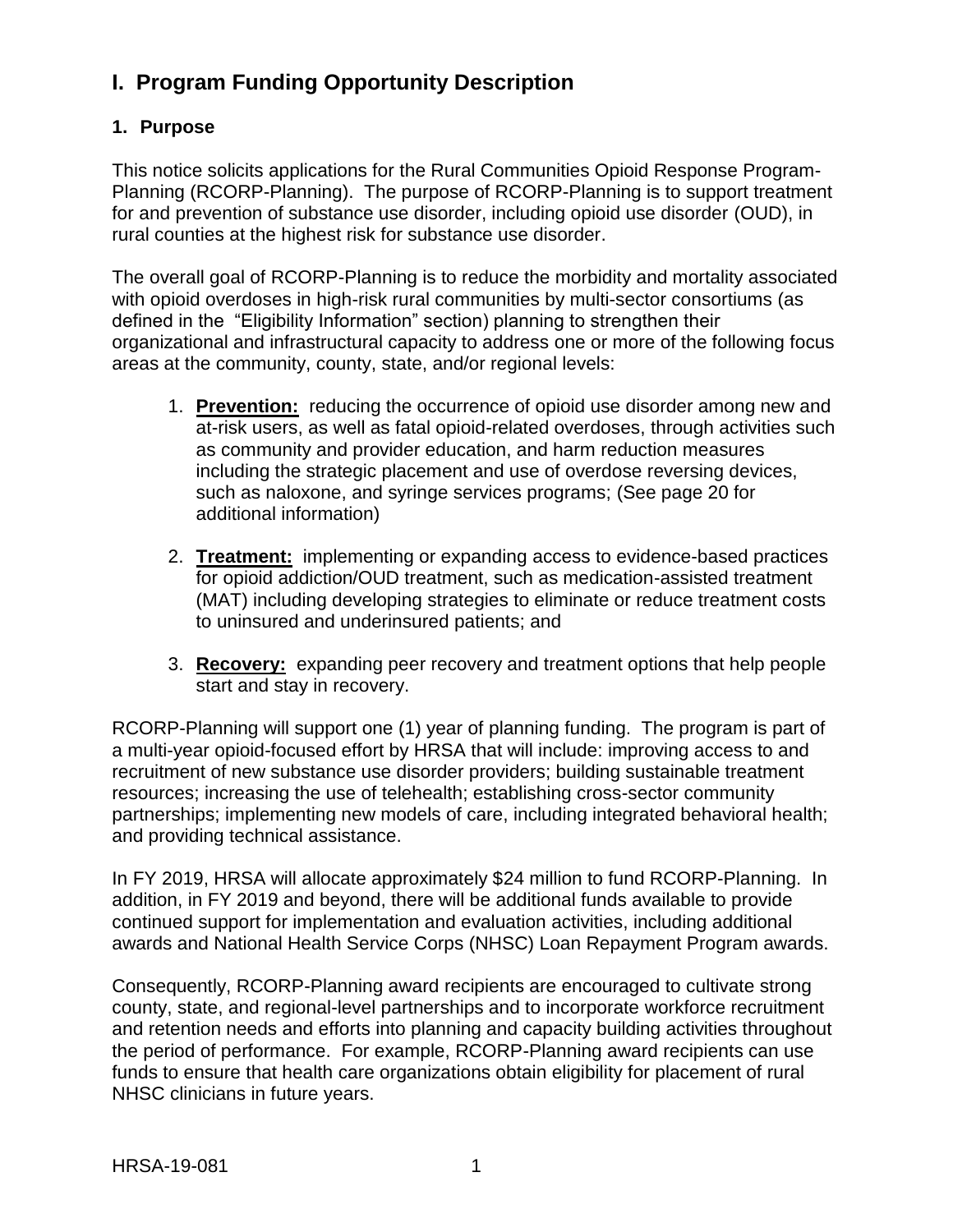# I. Program Funding Opportunity Description

## 1. Purpose

This notice solicits applications for the Rural Communities Opioid Response Program-Planning (RCORP-Planning). The purpose of RCORP-Planning is to support treatment for and prevention of substance use disorder, including opioid use disorder (OUD), in rural counties at the highest risk for substance use disorder.

The overall goal of RCORP-Planning is to reduce the morbidity and mortality associated with opioid overdoses in high-risk rural communities by multi-sector consortiums (as defined in the "Eligibility Information" section) planning to strengthen their organizational and infrastructural capacity to address one or more of the following focus areas at the community, county, state, and/or regional levels:

1. **Prevention:** reducing the occurrence of opioid use disorder among new and at-risk users, as well as fatal opioid-related overdoses, through activities such as community and provider education, and harm reduction measures including the strategic placement and use of overdose reversing devices, such as naloxone, and syringe services programs; (See page 20 for additional information)

2. **Treatment:** implementing or expanding access to evidence-based practices for opioid addiction/OUD treatment, such as medication-assisted treatment (MAT) including developing strategies to eliminate or reduce treatment costs to uninsured and underinsured patients; and

3. **Recovery:** expanding peer recovery and treatment options that help people start and stay in recovery.

RCORP-Planning will support one (1) year of planning funding. The program is part of a multi-year opioid-focused effort by HRSA that will include: improving access to and recruitment of new substance use disorder providers; building sustainable treatment resources; increasing the use of telehealth; establishing cross-sector community partnerships; implementing new models of care, including integrated behavioral health; and providing technical assistance.

In FY 2019, HRSA will allocate approximately $24 million to fund RCORP-Planning. In addition, in FY 2019 and beyond, there will be additional funds available to provide continued support for implementation and evaluation activities, including additional awards and National Health Service Corps (NHSC) Loan Repayment Program awards.

Consequently, RCORP-Planning award recipients are encouraged to cultivate strong county, state, and regional-level partnerships and to incorporate workforce recruitment and retention needs and efforts into planning and capacity building activities throughout the period of performance. For example, RCORP-Planning award recipients can use funds to ensure that health care organizations obtain eligibility for placement of rural NHSC clinicians in future years.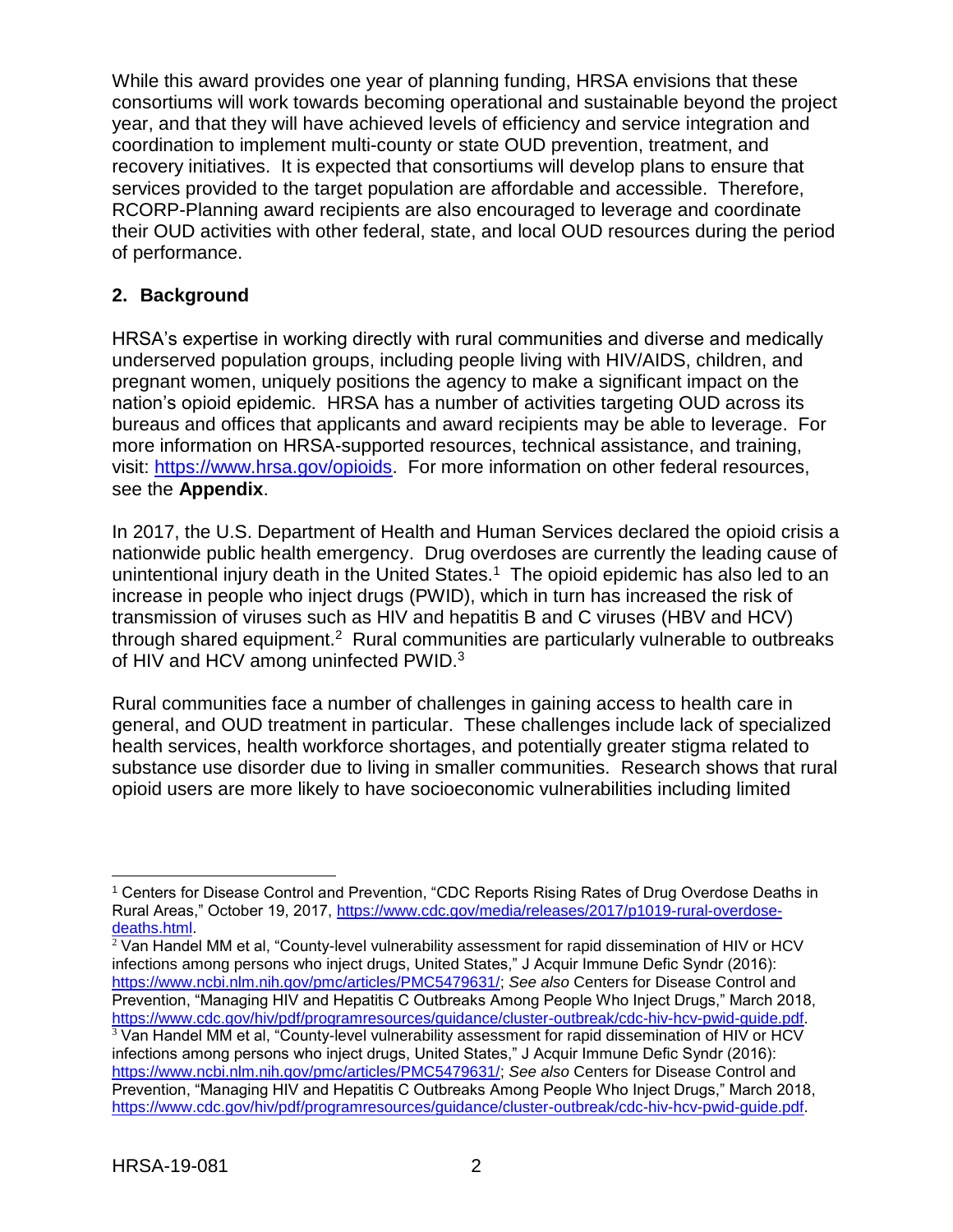While this award provides one year of planning funding, HRSA envisions that these consortiums will work towards becoming operational and sustainable beyond the project year, and that they will have achieved levels of efficiency and service integration and coordination to implement multi-county or state OUD prevention, treatment, and recovery initiatives. It is expected that consortiums will develop plans to ensure that services provided to the target population are affordable and accessible. Therefore, RCORP-Planning award recipients are also encouraged to leverage and coordinate their OUD activities with other federal, state, and local OUD resources during the period of performance.

## 2. Background

HRSA's expertise in working directly with rural communities and diverse and medically underserved population groups, including people living with HIV/AIDS, children, and pregnant women, uniquely positions the agency to make a significant impact on the nation's opioid epidemic. HRSA has a number of activities targeting OUD across its bureaus and offices that applicants and award recipients may be able to leverage. For more information on HRSA-supported resources, technical assistance, and training, visit: https://www.hrsa.gov/opioids. For more information on other federal resources, see the **Appendix**.

In 2017, the U.S. Department of Health and Human Services declared the opioid crisis a nationwide public health emergency. Drug overdoses are currently the leading cause of unintentional injury death in the United States.[1] The opioid epidemic has also led to an increase in people who inject drugs (PWID), which in turn has increased the risk of transmission of viruses such as HIV and hepatitis B and C viruses (HBV and HCV) through shared equipment.[2] Rural communities are particularly vulnerable to outbreaks of HIV and HCV among uninfected PWID.[3]

Rural communities face a number of challenges in gaining access to health care in general, and OUD treatment in particular. These challenges include lack of specialized health services, health workforce shortages, and potentially greater stigma related to substance use disorder due to living in smaller communities. Research shows that rural opioid users are more likely to have socioeconomic vulnerabilities including limited

---

[1] Centers for Disease Control and Prevention, "CDC Reports Rising Rates of Drug Overdose Deaths in Rural Areas," October 19, 2017, https://www.cdc.gov/media/releases/2017/p1019-rural-overdose-deaths.html.

[2] Van Handel MM et al, "County-level vulnerability assessment for rapid dissemination of HIV or HCV infections among persons who inject drugs, United States," J Acquir Immune Defic Syndr (2016): https://www.ncbi.nlm.nih.gov/pmc/articles/PMC5479631/; *See also* Centers for Disease Control and Prevention, "Managing HIV and Hepatitis C Outbreaks Among People Who Inject Drugs," March 2018, https://www.cdc.gov/hiv/pdf/programresources/guidance/cluster-outbreak/cdc-hiv-hcv-pwid-guide.pdf.

[3] Van Handel MM et al, "County-level vulnerability assessment for rapid dissemination of HIV or HCV infections among persons who inject drugs, United States," J Acquir Immune Defic Syndr (2016): https://www.ncbi.nlm.nih.gov/pmc/articles/PMC5479631/; *See also* Centers for Disease Control and Prevention, "Managing HIV and Hepatitis C Outbreaks Among People Who Inject Drugs," March 2018, https://www.cdc.gov/hiv/pdf/programresources/guidance/cluster-outbreak/cdc-hiv-hcv-pwid-guide.pdf.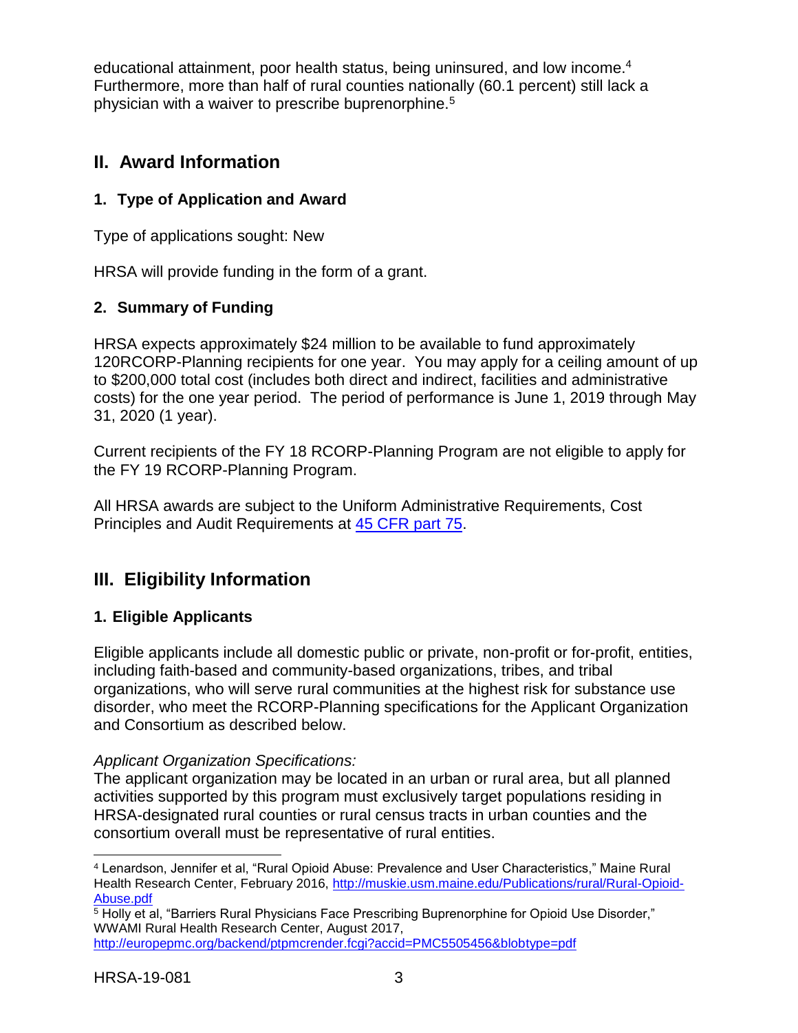educational attainment, poor health status, being uninsured, and low income.[4] Furthermore, more than half of rural counties nationally (60.1 percent) still lack a physician with a waiver to prescribe buprenorphine.[5]

## II. Award Information

### 1. Type of Application and Award

Type of applications sought: New

HRSA will provide funding in the form of a grant.

### 2. Summary of Funding

HRSA expects approximately $24 million to be available to fund approximately 120RCORP-Planning recipients for one year. You may apply for a ceiling amount of up to $200,000 total cost (includes both direct and indirect, facilities and administrative costs) for the one year period. The period of performance is June 1, 2019 through May 31, 2020 (1 year).

Current recipients of the FY 18 RCORP-Planning Program are not eligible to apply for the FY 19 RCORP-Planning Program.

All HRSA awards are subject to the Uniform Administrative Requirements, Cost Principles and Audit Requirements at [45 CFR part 75](45 CFR part 75).

## III. Eligibility Information

### 1. Eligible Applicants

Eligible applicants include all domestic public or private, non-profit or for-profit, entities, including faith-based and community-based organizations, tribes, and tribal organizations, who will serve rural communities at the highest risk for substance use disorder, who meet the RCORP-Planning specifications for the Applicant Organization and Consortium as described below.

*Applicant Organization Specifications:*
The applicant organization may be located in an urban or rural area, but all planned activities supported by this program must exclusively target populations residing in HRSA-designated rural counties or rural census tracts in urban counties and the consortium overall must be representative of rural entities.

---

[4] Lenardson, Jennifer et al, "Rural Opioid Abuse: Prevalence and User Characteristics," Maine Rural Health Research Center, February 2016, http://muskie.usm.maine.edu/Publications/rural/Rural-Opioid-Abuse.pdf

[5] Holly et al, "Barriers Rural Physicians Face Prescribing Buprenorphine for Opioid Use Disorder," WWAMI Rural Health Research Center, August 2017, http://europepmc.org/backend/ptpmcrender.fcgi?accid=PMC5505456&blobtype=pdf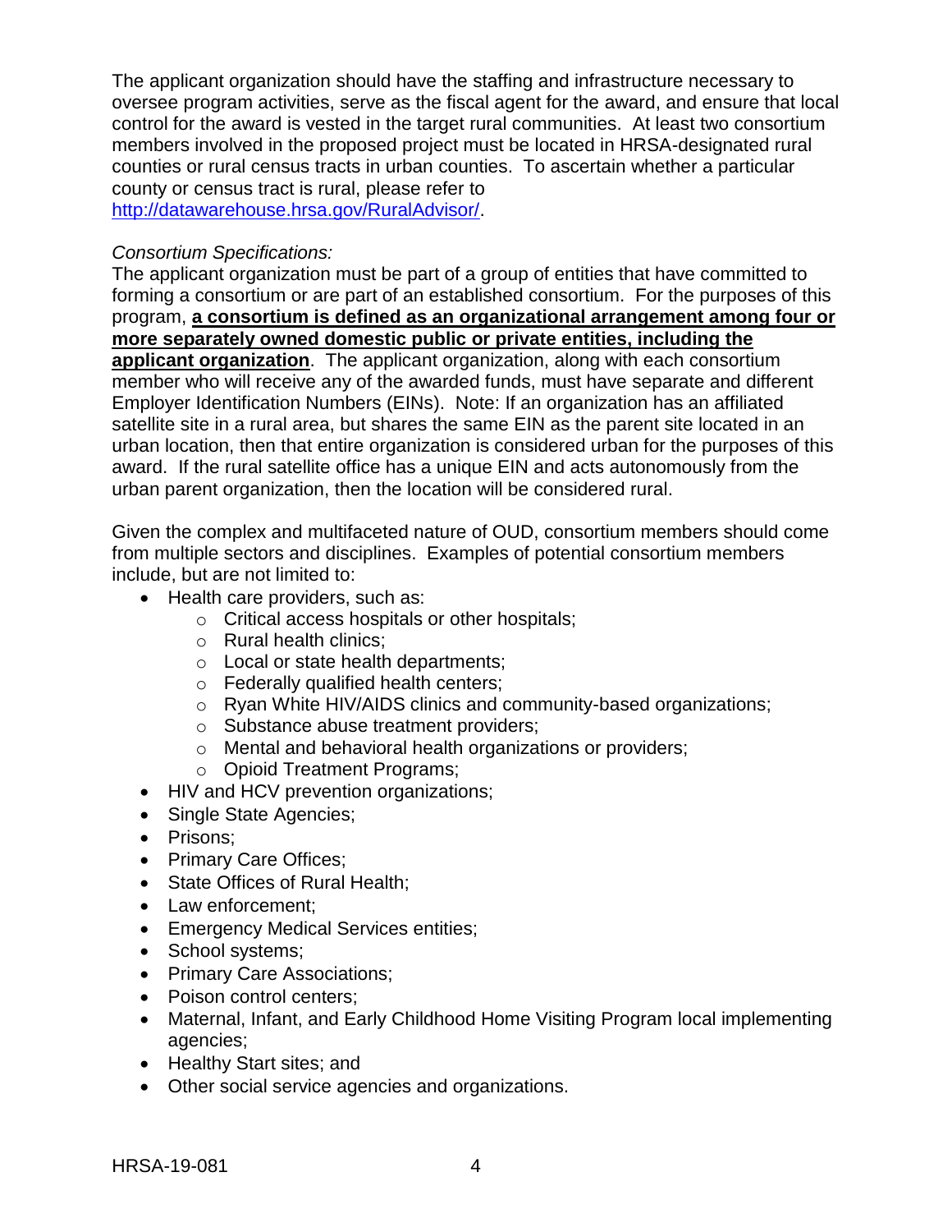The applicant organization should have the staffing and infrastructure necessary to oversee program activities, serve as the fiscal agent for the award, and ensure that local control for the award is vested in the target rural communities. At least two consortium members involved in the proposed project must be located in HRSA-designated rural counties or rural census tracts in urban counties. To ascertain whether a particular county or census tract is rural, please refer to [http://datawarehouse.hrsa.gov/RuralAdvisor/](http://datawarehouse.hrsa.gov/RuralAdvisor/).

*Consortium Specifications:*
The applicant organization must be part of a group of entities that have committed to forming a consortium or are part of an established consortium. For the purposes of this program, **a consortium is defined as an organizational arrangement among four or more separately owned domestic public or private entities, including the applicant organization**. The applicant organization, along with each consortium member who will receive any of the awarded funds, must have separate and different Employer Identification Numbers (EINs). Note: If an organization has an affiliated satellite site in a rural area, but shares the same EIN as the parent site located in an urban location, then that entire organization is considered urban for the purposes of this award. If the rural satellite office has a unique EIN and acts autonomously from the urban parent organization, then the location will be considered rural.

Given the complex and multifaceted nature of OUD, consortium members should come from multiple sectors and disciplines. Examples of potential consortium members include, but are not limited to:

- Health care providers, such as:
  - Critical access hospitals or other hospitals;
  - Rural health clinics;
  - Local or state health departments;
  - Federally qualified health centers;
  - Ryan White HIV/AIDS clinics and community-based organizations;
  - Substance abuse treatment providers;
  - Mental and behavioral health organizations or providers;
  - Opioid Treatment Programs;
- HIV and HCV prevention organizations;
- Single State Agencies;
- Prisons;
- Primary Care Offices;
- State Offices of Rural Health;
- Law enforcement;
- Emergency Medical Services entities;
- School systems;
- Primary Care Associations;
- Poison control centers;
- Maternal, Infant, and Early Childhood Home Visiting Program local implementing agencies;
- Healthy Start sites; and
- Other social service agencies and organizations.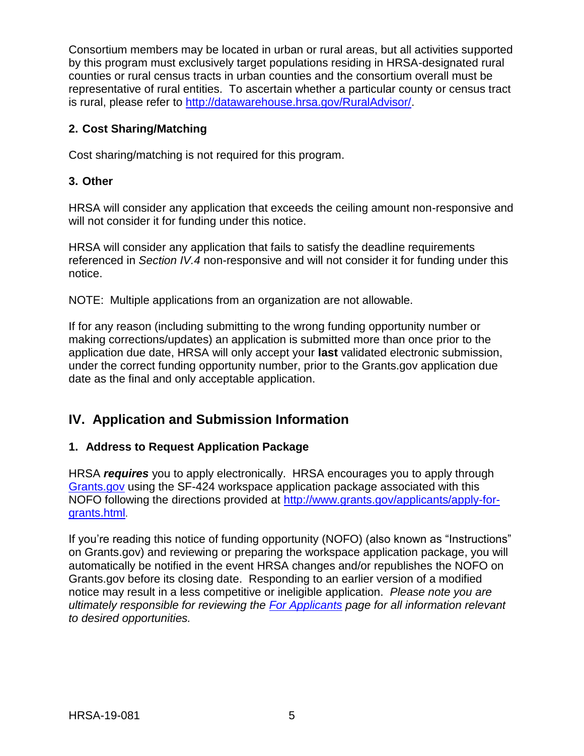Consortium members may be located in urban or rural areas, but all activities supported by this program must exclusively target populations residing in HRSA-designated rural counties or rural census tracts in urban counties and the consortium overall must be representative of rural entities. To ascertain whether a particular county or census tract is rural, please refer to [http://datawarehouse.hrsa.gov/RuralAdvisor/](http://datawarehouse.hrsa.gov/RuralAdvisor/).

### 2. Cost Sharing/Matching

Cost sharing/matching is not required for this program.

### 3. Other

HRSA will consider any application that exceeds the ceiling amount non-responsive and will not consider it for funding under this notice.

HRSA will consider any application that fails to satisfy the deadline requirements referenced in *Section IV.4* non-responsive and will not consider it for funding under this notice.

NOTE: Multiple applications from an organization are not allowable.

If for any reason (including submitting to the wrong funding opportunity number or making corrections/updates) an application is submitted more than once prior to the application due date, HRSA will only accept your **last** validated electronic submission, under the correct funding opportunity number, prior to the Grants.gov application due date as the final and only acceptable application.

## IV. Application and Submission Information

### 1. Address to Request Application Package

HRSA ***requires*** you to apply electronically. HRSA encourages you to apply through [Grants.gov](http://www.grants.gov) using the SF-424 workspace application package associated with this NOFO following the directions provided at [http://www.grants.gov/applicants/apply-for-grants.html](http://www.grants.gov/applicants/apply-for-grants.html).

If you're reading this notice of funding opportunity (NOFO) (also known as "Instructions" on Grants.gov) and reviewing or preparing the workspace application package, you will automatically be notified in the event HRSA changes and/or republishes the NOFO on Grants.gov before its closing date. Responding to an earlier version of a modified notice may result in a less competitive or ineligible application. *Please note you are ultimately responsible for reviewing the For Applicants page for all information relevant to desired opportunities.*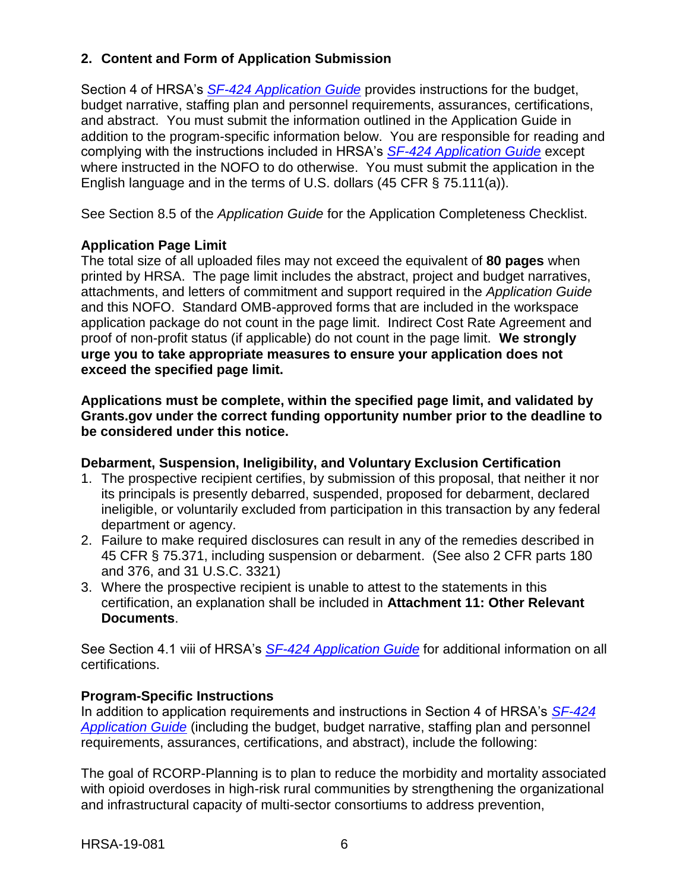## 2. Content and Form of Application Submission

Section 4 of HRSA's *SF-424 Application Guide* provides instructions for the budget, budget narrative, staffing plan and personnel requirements, assurances, certifications, and abstract. You must submit the information outlined in the Application Guide in addition to the program-specific information below. You are responsible for reading and complying with the instructions included in HRSA's *SF-424 Application Guide* except where instructed in the NOFO to do otherwise. You must submit the application in the English language and in the terms of U.S. dollars (45 CFR § 75.111(a)).

See Section 8.5 of the *Application Guide* for the Application Completeness Checklist.

### Application Page Limit

The total size of all uploaded files may not exceed the equivalent of **80 pages** when printed by HRSA. The page limit includes the abstract, project and budget narratives, attachments, and letters of commitment and support required in the *Application Guide* and this NOFO. Standard OMB-approved forms that are included in the workspace application package do not count in the page limit. Indirect Cost Rate Agreement and proof of non-profit status (if applicable) do not count in the page limit. **We strongly urge you to take appropriate measures to ensure your application does not exceed the specified page limit.**

**Applications must be complete, within the specified page limit, and validated by Grants.gov under the correct funding opportunity number prior to the deadline to be considered under this notice.**

### Debarment, Suspension, Ineligibility, and Voluntary Exclusion Certification

1. The prospective recipient certifies, by submission of this proposal, that neither it nor its principals is presently debarred, suspended, proposed for debarment, declared ineligible, or voluntarily excluded from participation in this transaction by any federal department or agency.
2. Failure to make required disclosures can result in any of the remedies described in 45 CFR § 75.371, including suspension or debarment. (See also 2 CFR parts 180 and 376, and 31 U.S.C. 3321)
3. Where the prospective recipient is unable to attest to the statements in this certification, an explanation shall be included in **Attachment 11: Other Relevant Documents**.

See Section 4.1 viii of HRSA's *SF-424 Application Guide* for additional information on all certifications.

### Program-Specific Instructions

In addition to application requirements and instructions in Section 4 of HRSA's *SF-424 Application Guide* (including the budget, budget narrative, staffing plan and personnel requirements, assurances, certifications, and abstract), include the following:

The goal of RCORP-Planning is to plan to reduce the morbidity and mortality associated with opioid overdoses in high-risk rural communities by strengthening the organizational and infrastructural capacity of multi-sector consortiums to address prevention,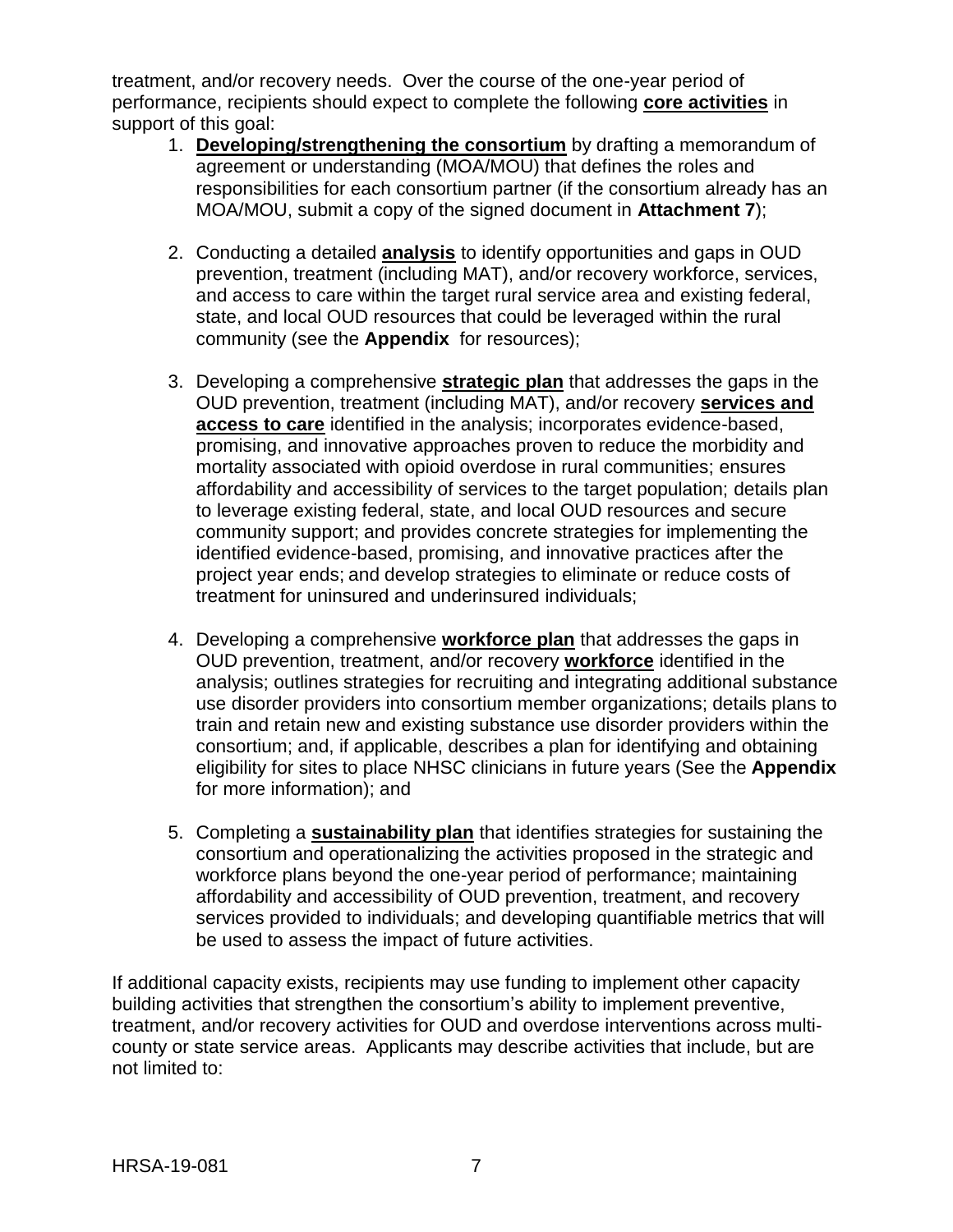treatment, and/or recovery needs. Over the course of the one-year period of performance, recipients should expect to complete the following **core activities** in support of this goal:

1. **Developing/strengthening the consortium** by drafting a memorandum of agreement or understanding (MOA/MOU) that defines the roles and responsibilities for each consortium partner (if the consortium already has an MOA/MOU, submit a copy of the signed document in **Attachment 7**);

2. Conducting a detailed **analysis** to identify opportunities and gaps in OUD prevention, treatment (including MAT), and/or recovery workforce, services, and access to care within the target rural service area and existing federal, state, and local OUD resources that could be leveraged within the rural community (see the **Appendix** for resources);

3. Developing a comprehensive **strategic plan** that addresses the gaps in the OUD prevention, treatment (including MAT), and/or recovery **services and access to care** identified in the analysis; incorporates evidence-based, promising, and innovative approaches proven to reduce the morbidity and mortality associated with opioid overdose in rural communities; ensures affordability and accessibility of services to the target population; details plan to leverage existing federal, state, and local OUD resources and secure community support; and provides concrete strategies for implementing the identified evidence-based, promising, and innovative practices after the project year ends; and develop strategies to eliminate or reduce costs of treatment for uninsured and underinsured individuals;

4. Developing a comprehensive **workforce plan** that addresses the gaps in OUD prevention, treatment, and/or recovery **workforce** identified in the analysis; outlines strategies for recruiting and integrating additional substance use disorder providers into consortium member organizations; details plans to train and retain new and existing substance use disorder providers within the consortium; and, if applicable, describes a plan for identifying and obtaining eligibility for sites to place NHSC clinicians in future years (See the **Appendix** for more information); and

5. Completing a **sustainability plan** that identifies strategies for sustaining the consortium and operationalizing the activities proposed in the strategic and workforce plans beyond the one-year period of performance; maintaining affordability and accessibility of OUD prevention, treatment, and recovery services provided to individuals; and developing quantifiable metrics that will be used to assess the impact of future activities.

If additional capacity exists, recipients may use funding to implement other capacity building activities that strengthen the consortium's ability to implement preventive, treatment, and/or recovery activities for OUD and overdose interventions across multi-county or state service areas. Applicants may describe activities that include, but are not limited to: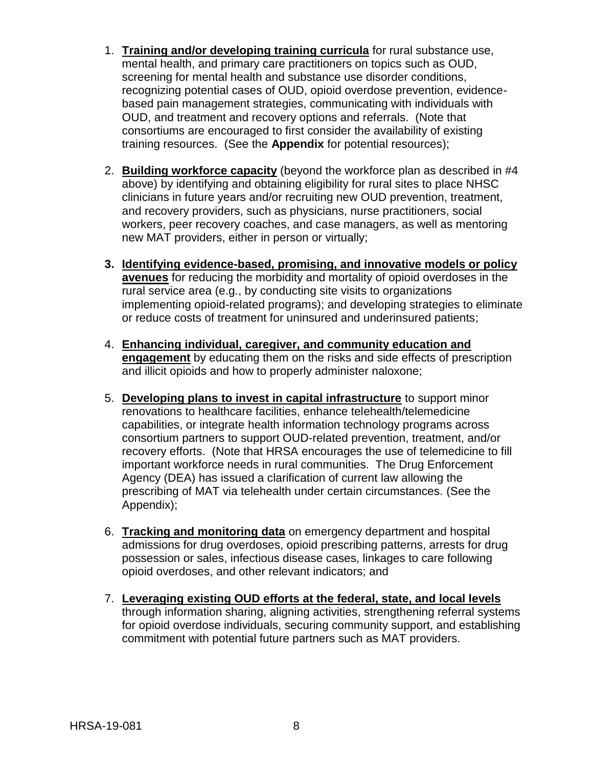1. **Training and/or developing training curricula** for rural substance use, mental health, and primary care practitioners on topics such as OUD, screening for mental health and substance use disorder conditions, recognizing potential cases of OUD, opioid overdose prevention, evidence-based pain management strategies, communicating with individuals with OUD, and treatment and recovery options and referrals. (Note that consortiums are encouraged to first consider the availability of existing training resources. (See the **Appendix** for potential resources);

2. **Building workforce capacity** (beyond the workforce plan as described in #4 above) by identifying and obtaining eligibility for rural sites to place NHSC clinicians in future years and/or recruiting new OUD prevention, treatment, and recovery providers, such as physicians, nurse practitioners, social workers, peer recovery coaches, and case managers, as well as mentoring new MAT providers, either in person or virtually;

3. **Identifying evidence-based, promising, and innovative models or policy avenues** for reducing the morbidity and mortality of opioid overdoses in the rural service area (e.g., by conducting site visits to organizations implementing opioid-related programs); and developing strategies to eliminate or reduce costs of treatment for uninsured and underinsured patients;

4. **Enhancing individual, caregiver, and community education and engagement** by educating them on the risks and side effects of prescription and illicit opioids and how to properly administer naloxone;

5. **Developing plans to invest in capital infrastructure** to support minor renovations to healthcare facilities, enhance telehealth/telemedicine capabilities, or integrate health information technology programs across consortium partners to support OUD-related prevention, treatment, and/or recovery efforts. (Note that HRSA encourages the use of telemedicine to fill important workforce needs in rural communities. The Drug Enforcement Agency (DEA) has issued a clarification of current law allowing the prescribing of MAT via telehealth under certain circumstances. (See the Appendix);

6. **Tracking and monitoring data** on emergency department and hospital admissions for drug overdoses, opioid prescribing patterns, arrests for drug possession or sales, infectious disease cases, linkages to care following opioid overdoses, and other relevant indicators; and

7. **Leveraging existing OUD efforts at the federal, state, and local levels** through information sharing, aligning activities, strengthening referral systems for opioid overdose individuals, securing community support, and establishing commitment with potential future partners such as MAT providers.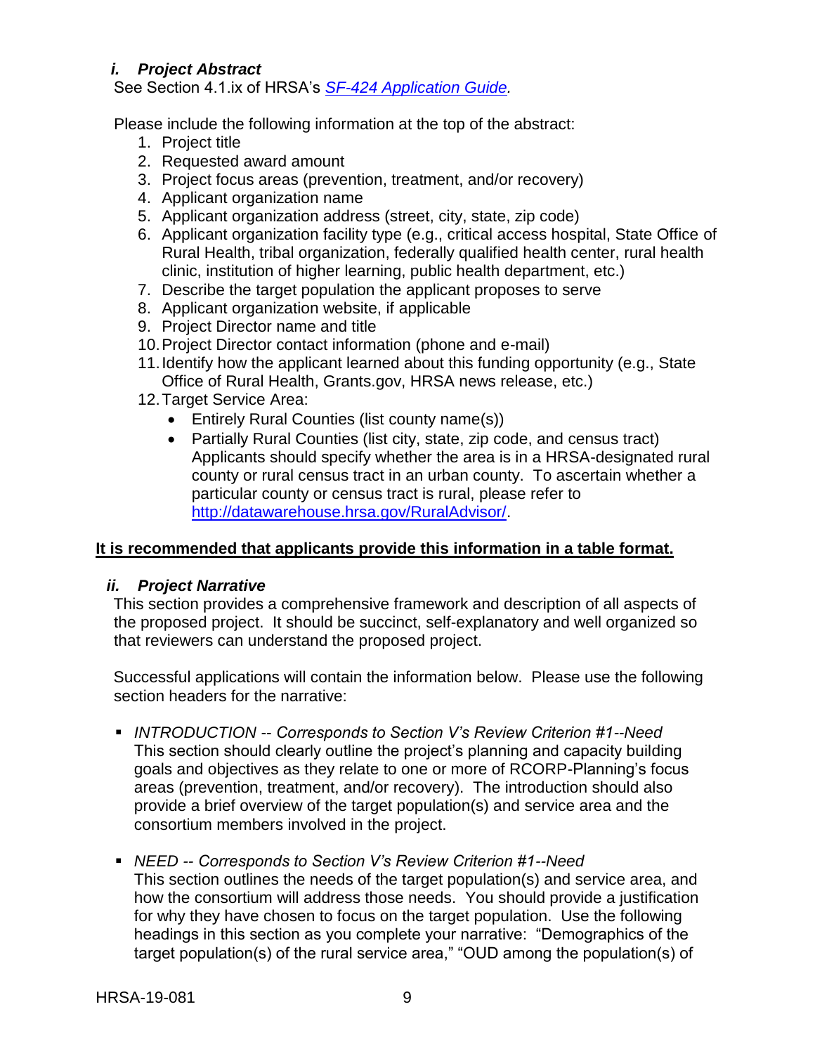### *i. Project Abstract*

See Section 4.1.ix of HRSA's *[SF-424 Application Guide](#).*

Please include the following information at the top of the abstract:

1. Project title
2. Requested award amount
3. Project focus areas (prevention, treatment, and/or recovery)
4. Applicant organization name
5. Applicant organization address (street, city, state, zip code)
6. Applicant organization facility type (e.g., critical access hospital, State Office of Rural Health, tribal organization, federally qualified health center, rural health clinic, institution of higher learning, public health department, etc.)
7. Describe the target population the applicant proposes to serve
8. Applicant organization website, if applicable
9. Project Director name and title
10. Project Director contact information (phone and e-mail)
11. Identify how the applicant learned about this funding opportunity (e.g., State Office of Rural Health, Grants.gov, HRSA news release, etc.)
12. Target Service Area:
    - Entirely Rural Counties (list county name(s))
    - Partially Rural Counties (list city, state, zip code, and census tract) Applicants should specify whether the area is in a HRSA-designated rural county or rural census tract in an urban county. To ascertain whether a particular county or census tract is rural, please refer to http://datawarehouse.hrsa.gov/RuralAdvisor/.

**It is recommended that applicants provide this information in a table format.**

### *ii. Project Narrative*

This section provides a comprehensive framework and description of all aspects of the proposed project. It should be succinct, self-explanatory and well organized so that reviewers can understand the proposed project.

Successful applications will contain the information below. Please use the following section headers for the narrative:

- *INTRODUCTION -- Corresponds to Section V's Review Criterion #1--Need*
  This section should clearly outline the project's planning and capacity building goals and objectives as they relate to one or more of RCORP-Planning's focus areas (prevention, treatment, and/or recovery). The introduction should also provide a brief overview of the target population(s) and service area and the consortium members involved in the project.

- *NEED -- Corresponds to Section V's Review Criterion #1--Need*
  This section outlines the needs of the target population(s) and service area, and how the consortium will address those needs. You should provide a justification for why they have chosen to focus on the target population. Use the following headings in this section as you complete your narrative: "Demographics of the target population(s) of the rural service area," "OUD among the population(s) of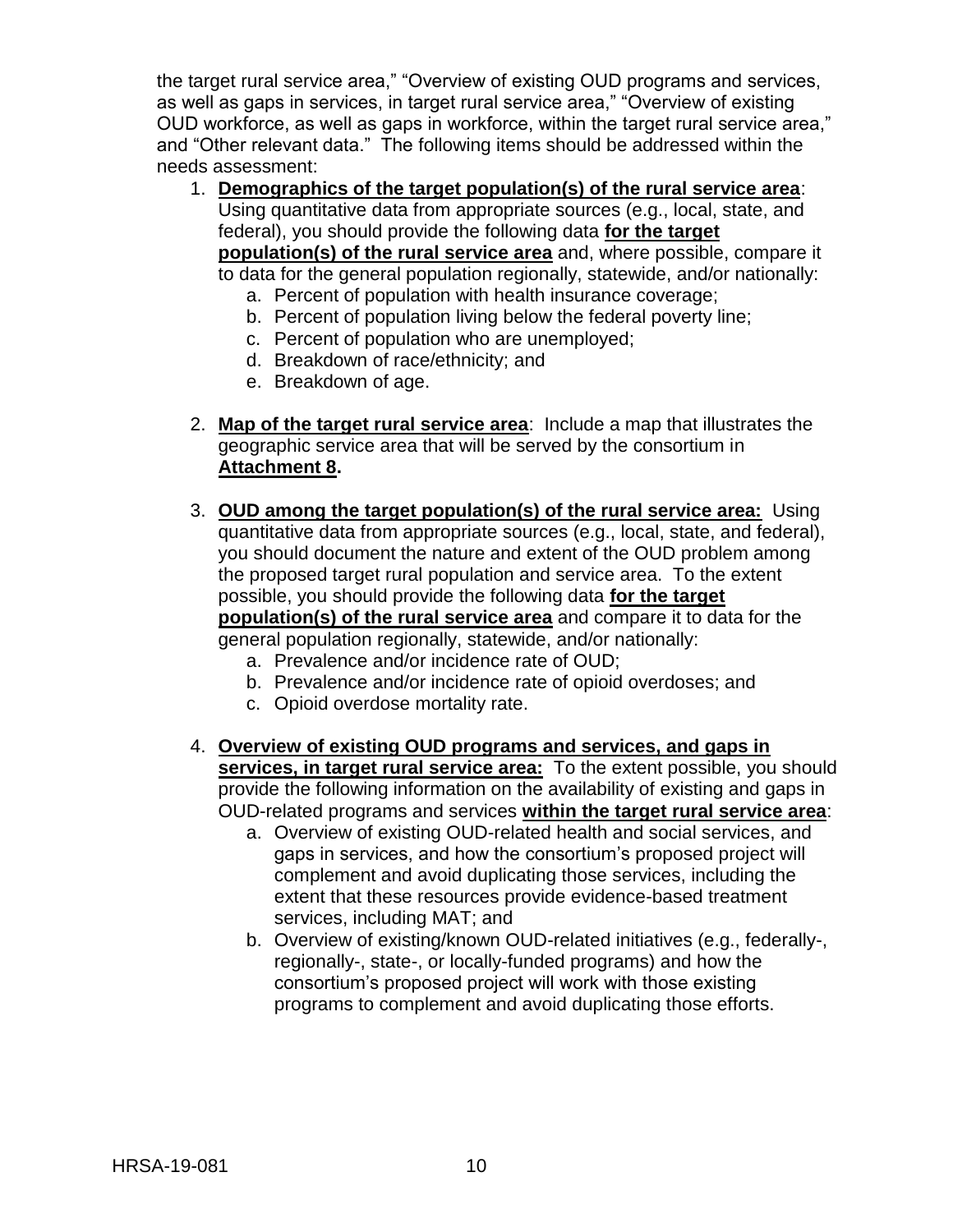the target rural service area," "Overview of existing OUD programs and services, as well as gaps in services, in target rural service area," "Overview of existing OUD workforce, as well as gaps in workforce, within the target rural service area," and "Other relevant data." The following items should be addressed within the needs assessment:

1. **Demographics of the target population(s) of the rural service area**: Using quantitative data from appropriate sources (e.g., local, state, and federal), you should provide the following data **for the target population(s) of the rural service area** and, where possible, compare it to data for the general population regionally, statewide, and/or nationally:
   a. Percent of population with health insurance coverage;
   b. Percent of population living below the federal poverty line;
   c. Percent of population who are unemployed;
   d. Breakdown of race/ethnicity; and
   e. Breakdown of age.

2. **Map of the target rural service area**: Include a map that illustrates the geographic service area that will be served by the consortium in **Attachment 8.**

3. **OUD among the target population(s) of the rural service area:** Using quantitative data from appropriate sources (e.g., local, state, and federal), you should document the nature and extent of the OUD problem among the proposed target rural population and service area. To the extent possible, you should provide the following data **for the target population(s) of the rural service area** and compare it to data for the general population regionally, statewide, and/or nationally:
   a. Prevalence and/or incidence rate of OUD;
   b. Prevalence and/or incidence rate of opioid overdoses; and
   c. Opioid overdose mortality rate.

4. **Overview of existing OUD programs and services, and gaps in services, in target rural service area:** To the extent possible, you should provide the following information on the availability of existing and gaps in OUD-related programs and services **within the target rural service area**:
   a. Overview of existing OUD-related health and social services, and gaps in services, and how the consortium's proposed project will complement and avoid duplicating those services, including the extent that these resources provide evidence-based treatment services, including MAT; and
   b. Overview of existing/known OUD-related initiatives (e.g., federally-, regionally-, state-, or locally-funded programs) and how the consortium's proposed project will work with those existing programs to complement and avoid duplicating those efforts.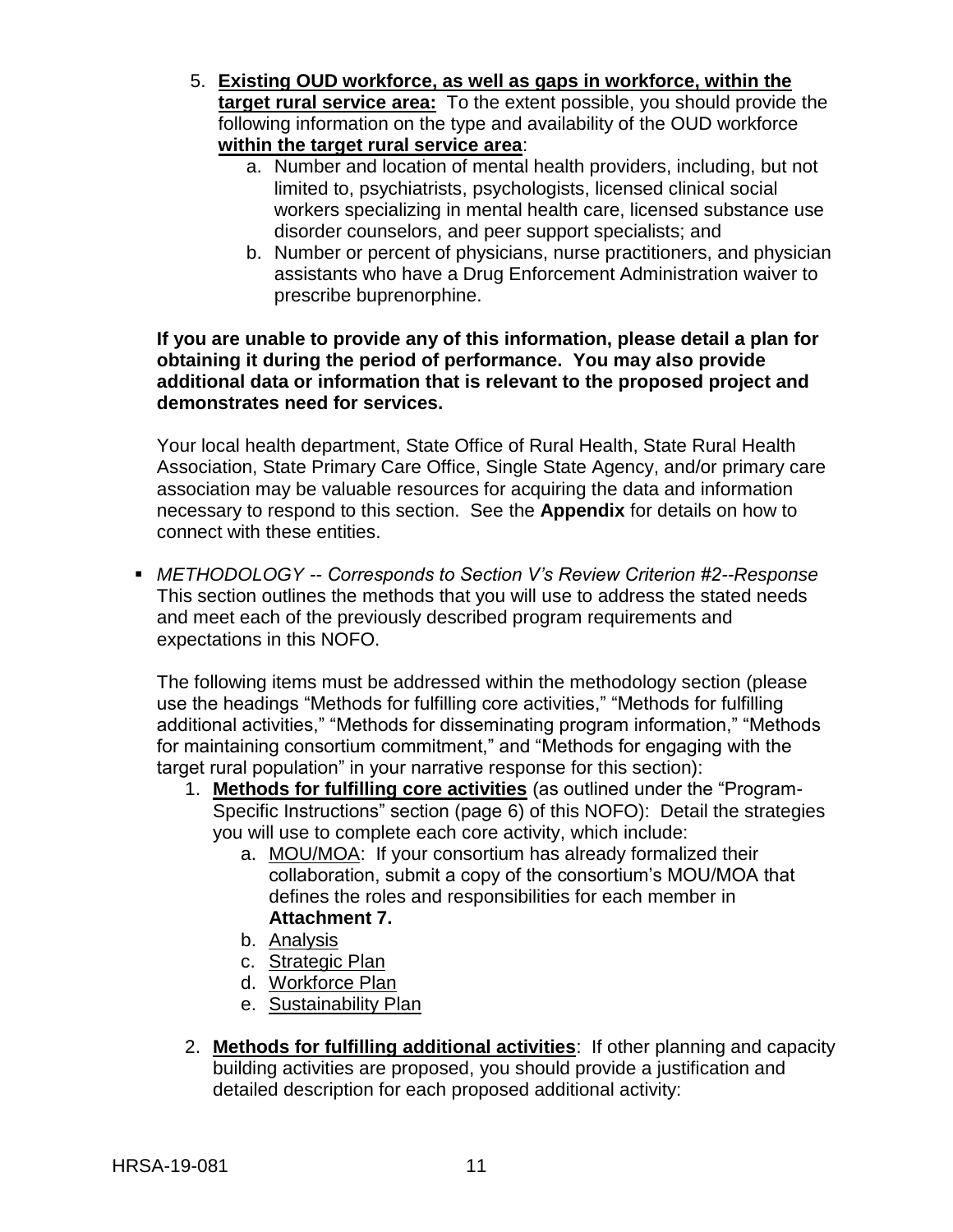5. **<u>Existing OUD workforce, as well as gaps in workforce, within the target rural service area:</u>** To the extent possible, you should provide the following information on the type and availability of the OUD workforce **<u>within the target rural service area</u>**:
    a. Number and location of mental health providers, including, but not limited to, psychiatrists, psychologists, licensed clinical social workers specializing in mental health care, licensed substance use disorder counselors, and peer support specialists; and
    b. Number or percent of physicians, nurse practitioners, and physician assistants who have a Drug Enforcement Administration waiver to prescribe buprenorphine.

**If you are unable to provide any of this information, please detail a plan for obtaining it during the period of performance. You may also provide additional data or information that is relevant to the proposed project and demonstrates need for services.**

Your local health department, State Office of Rural Health, State Rural Health Association, State Primary Care Office, Single State Agency, and/or primary care association may be valuable resources for acquiring the data and information necessary to respond to this section. See the **Appendix** for details on how to connect with these entities.

- *METHODOLOGY -- Corresponds to Section V's Review Criterion #2--Response*
  This section outlines the methods that you will use to address the stated needs and meet each of the previously described program requirements and expectations in this NOFO.

  The following items must be addressed within the methodology section (please use the headings "Methods for fulfilling core activities," "Methods for fulfilling additional activities," "Methods for disseminating program information," "Methods for maintaining consortium commitment," and "Methods for engaging with the target rural population" in your narrative response for this section):
  1. **<u>Methods for fulfilling core activities</u>** (as outlined under the "Program-Specific Instructions" section (page 6) of this NOFO): Detail the strategies you will use to complete each core activity, which include:
      a. <u>MOU/MOA</u>: If your consortium has already formalized their collaboration, submit a copy of the consortium's MOU/MOA that defines the roles and responsibilities for each member in **Attachment 7.**
      b. <u>Analysis</u>
      c. <u>Strategic Plan</u>
      d. <u>Workforce Plan</u>
      e. <u>Sustainability Plan</u>
  2. **<u>Methods for fulfilling additional activities</u>**: If other planning and capacity building activities are proposed, you should provide a justification and detailed description for each proposed additional activity: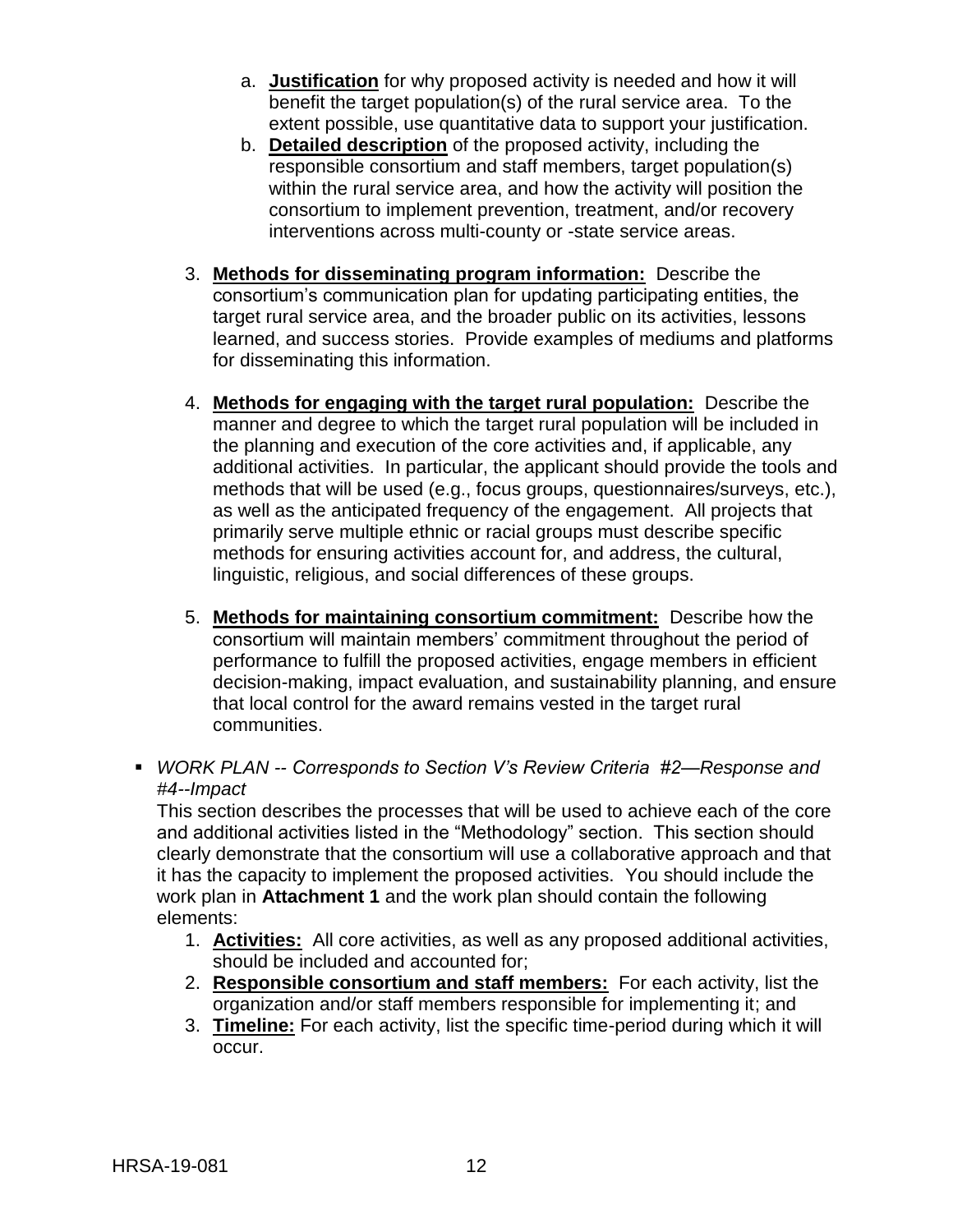a. **Justification** for why proposed activity is needed and how it will benefit the target population(s) of the rural service area. To the extent possible, use quantitative data to support your justification.
   b. **Detailed description** of the proposed activity, including the responsible consortium and staff members, target population(s) within the rural service area, and how the activity will position the consortium to implement prevention, treatment, and/or recovery interventions across multi-county or -state service areas.

3. **Methods for disseminating program information:** Describe the consortium's communication plan for updating participating entities, the target rural service area, and the broader public on its activities, lessons learned, and success stories. Provide examples of mediums and platforms for disseminating this information.

4. **Methods for engaging with the target rural population:** Describe the manner and degree to which the target rural population will be included in the planning and execution of the core activities and, if applicable, any additional activities. In particular, the applicant should provide the tools and methods that will be used (e.g., focus groups, questionnaires/surveys, etc.), as well as the anticipated frequency of the engagement. All projects that primarily serve multiple ethnic or racial groups must describe specific methods for ensuring activities account for, and address, the cultural, linguistic, religious, and social differences of these groups.

5. **Methods for maintaining consortium commitment:** Describe how the consortium will maintain members' commitment throughout the period of performance to fulfill the proposed activities, engage members in efficient decision-making, impact evaluation, and sustainability planning, and ensure that local control for the award remains vested in the target rural communities.

- *WORK PLAN -- Corresponds to Section V's Review Criteria #2—Response and #4--Impact*

  This section describes the processes that will be used to achieve each of the core and additional activities listed in the "Methodology" section. This section should clearly demonstrate that the consortium will use a collaborative approach and that it has the capacity to implement the proposed activities. You should include the work plan in **Attachment 1** and the work plan should contain the following elements:
  1. **Activities:** All core activities, as well as any proposed additional activities, should be included and accounted for;
  2. **Responsible consortium and staff members:** For each activity, list the organization and/or staff members responsible for implementing it; and
  3. **Timeline:** For each activity, list the specific time-period during which it will occur.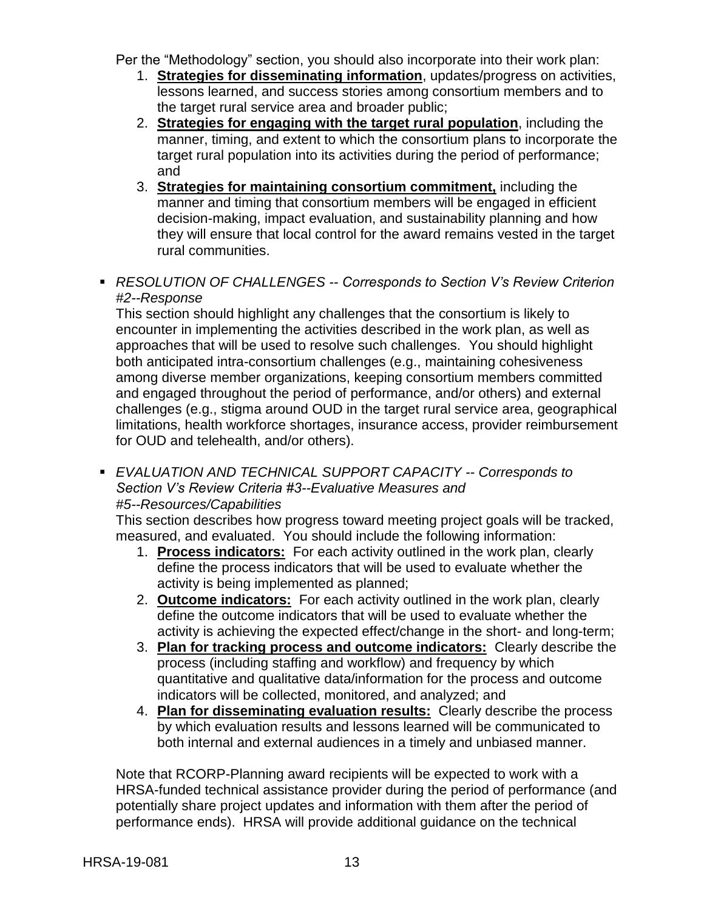Per the "Methodology" section, you should also incorporate into their work plan:

1. **Strategies for disseminating information**, updates/progress on activities, lessons learned, and success stories among consortium members and to the target rural service area and broader public;
2. **Strategies for engaging with the target rural population**, including the manner, timing, and extent to which the consortium plans to incorporate the target rural population into its activities during the period of performance; and
3. **Strategies for maintaining consortium commitment,** including the manner and timing that consortium members will be engaged in efficient decision-making, impact evaluation, and sustainability planning and how they will ensure that local control for the award remains vested in the target rural communities.

- *RESOLUTION OF CHALLENGES -- Corresponds to Section V's Review Criterion #2--Response*

  This section should highlight any challenges that the consortium is likely to encounter in implementing the activities described in the work plan, as well as approaches that will be used to resolve such challenges. You should highlight both anticipated intra-consortium challenges (e.g., maintaining cohesiveness among diverse member organizations, keeping consortium members committed and engaged throughout the period of performance, and/or others) and external challenges (e.g., stigma around OUD in the target rural service area, geographical limitations, health workforce shortages, insurance access, provider reimbursement for OUD and telehealth, and/or others).

- *EVALUATION AND TECHNICAL SUPPORT CAPACITY -- Corresponds to Section V's Review Criteria #3--Evaluative Measures and #5--Resources/Capabilities*

  This section describes how progress toward meeting project goals will be tracked, measured, and evaluated. You should include the following information:

  1. **Process indicators:** For each activity outlined in the work plan, clearly define the process indicators that will be used to evaluate whether the activity is being implemented as planned;
  2. **Outcome indicators:** For each activity outlined in the work plan, clearly define the outcome indicators that will be used to evaluate whether the activity is achieving the expected effect/change in the short- and long-term;
  3. **Plan for tracking process and outcome indicators:** Clearly describe the process (including staffing and workflow) and frequency by which quantitative and qualitative data/information for the process and outcome indicators will be collected, monitored, and analyzed; and
  4. **Plan for disseminating evaluation results:** Clearly describe the process by which evaluation results and lessons learned will be communicated to both internal and external audiences in a timely and unbiased manner.

  Note that RCORP-Planning award recipients will be expected to work with a HRSA-funded technical assistance provider during the period of performance (and potentially share project updates and information with them after the period of performance ends). HRSA will provide additional guidance on the technical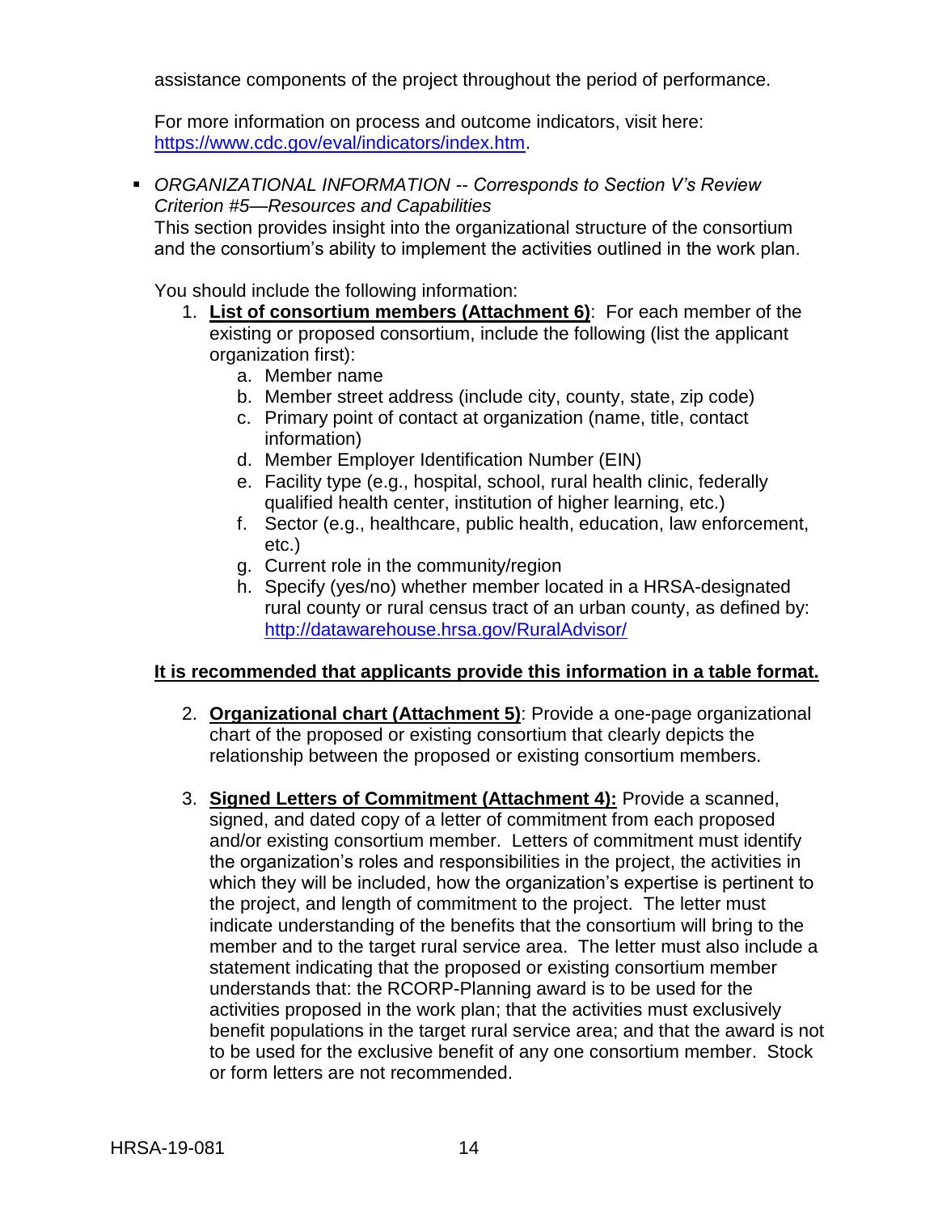assistance components of the project throughout the period of performance.

For more information on process and outcome indicators, visit here: [https://www.cdc.gov/eval/indicators/index.htm](https://www.cdc.gov/eval/indicators/index.htm).

- *ORGANIZATIONAL INFORMATION -- Corresponds to Section V's Review Criterion #5—Resources and Capabilities*
  This section provides insight into the organizational structure of the consortium and the consortium's ability to implement the activities outlined in the work plan.

  You should include the following information:

  1. **List of consortium members (Attachment 6)**: For each member of the existing or proposed consortium, include the following (list the applicant organization first):
     a. Member name
     b. Member street address (include city, county, state, zip code)
     c. Primary point of contact at organization (name, title, contact information)
     d. Member Employer Identification Number (EIN)
     e. Facility type (e.g., hospital, school, rural health clinic, federally qualified health center, institution of higher learning, etc.)
     f. Sector (e.g., healthcare, public health, education, law enforcement, etc.)
     g. Current role in the community/region
     h. Specify (yes/no) whether member located in a HRSA-designated rural county or rural census tract of an urban county, as defined by: [http://datawarehouse.hrsa.gov/RuralAdvisor/](http://datawarehouse.hrsa.gov/RuralAdvisor/)

  **It is recommended that applicants provide this information in a table format.**

  2. **Organizational chart (Attachment 5)**: Provide a one-page organizational chart of the proposed or existing consortium that clearly depicts the relationship between the proposed or existing consortium members.

  3. **Signed Letters of Commitment (Attachment 4):** Provide a scanned, signed, and dated copy of a letter of commitment from each proposed and/or existing consortium member. Letters of commitment must identify the organization's roles and responsibilities in the project, the activities in which they will be included, how the organization's expertise is pertinent to the project, and length of commitment to the project. The letter must indicate understanding of the benefits that the consortium will bring to the member and to the target rural service area. The letter must also include a statement indicating that the proposed or existing consortium member understands that: the RCORP-Planning award is to be used for the activities proposed in the work plan; that the activities must exclusively benefit populations in the target rural service area; and that the award is not to be used for the exclusive benefit of any one consortium member. Stock or form letters are not recommended.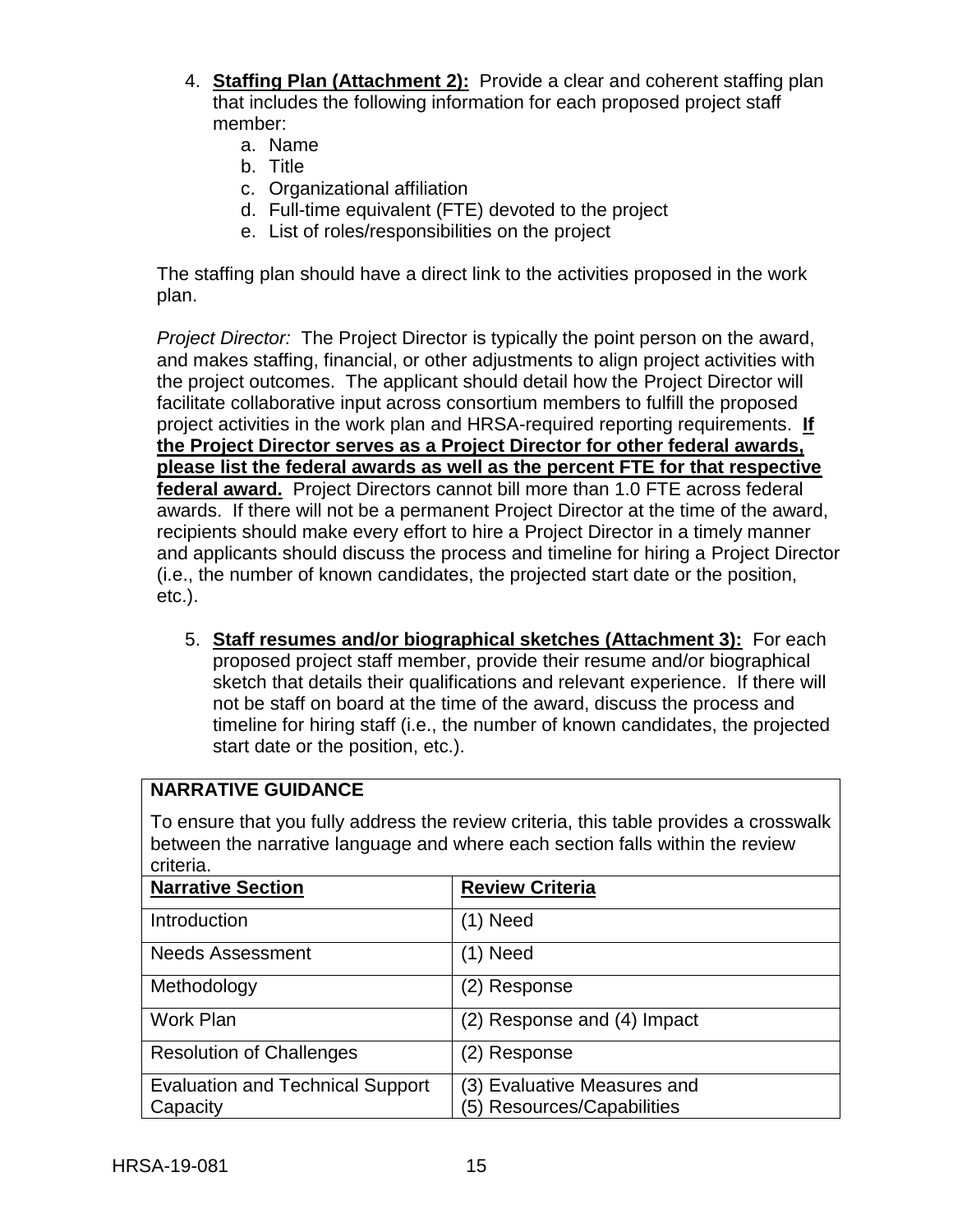4. **Staffing Plan (Attachment 2):** Provide a clear and coherent staffing plan that includes the following information for each proposed project staff member:
   a. Name
   b. Title
   c. Organizational affiliation
   d. Full-time equivalent (FTE) devoted to the project
   e. List of roles/responsibilities on the project

The staffing plan should have a direct link to the activities proposed in the work plan.

*Project Director:* The Project Director is typically the point person on the award, and makes staffing, financial, or other adjustments to align project activities with the project outcomes. The applicant should detail how the Project Director will facilitate collaborative input across consortium members to fulfill the proposed project activities in the work plan and HRSA-required reporting requirements. **If the Project Director serves as a Project Director for other federal awards, please list the federal awards as well as the percent FTE for that respective federal award.** Project Directors cannot bill more than 1.0 FTE across federal awards. If there will not be a permanent Project Director at the time of the award, recipients should make every effort to hire a Project Director in a timely manner and applicants should discuss the process and timeline for hiring a Project Director (i.e., the number of known candidates, the projected start date or the position, etc.).

5. **Staff resumes and/or biographical sketches (Attachment 3):** For each proposed project staff member, provide their resume and/or biographical sketch that details their qualifications and relevant experience. If there will not be staff on board at the time of the award, discuss the process and timeline for hiring staff (i.e., the number of known candidates, the projected start date or the position, etc.).

**NARRATIVE GUIDANCE**

To ensure that you fully address the review criteria, this table provides a crosswalk between the narrative language and where each section falls within the review criteria.

| Narrative Section | Review Criteria |
|---|---|
| Introduction | (1) Need |
| Needs Assessment | (1) Need |
| Methodology | (2) Response |
| Work Plan | (2) Response and (4) Impact |
| Resolution of Challenges | (2) Response |
| Evaluation and Technical Support Capacity | (3) Evaluative Measures and (5) Resources/Capabilities |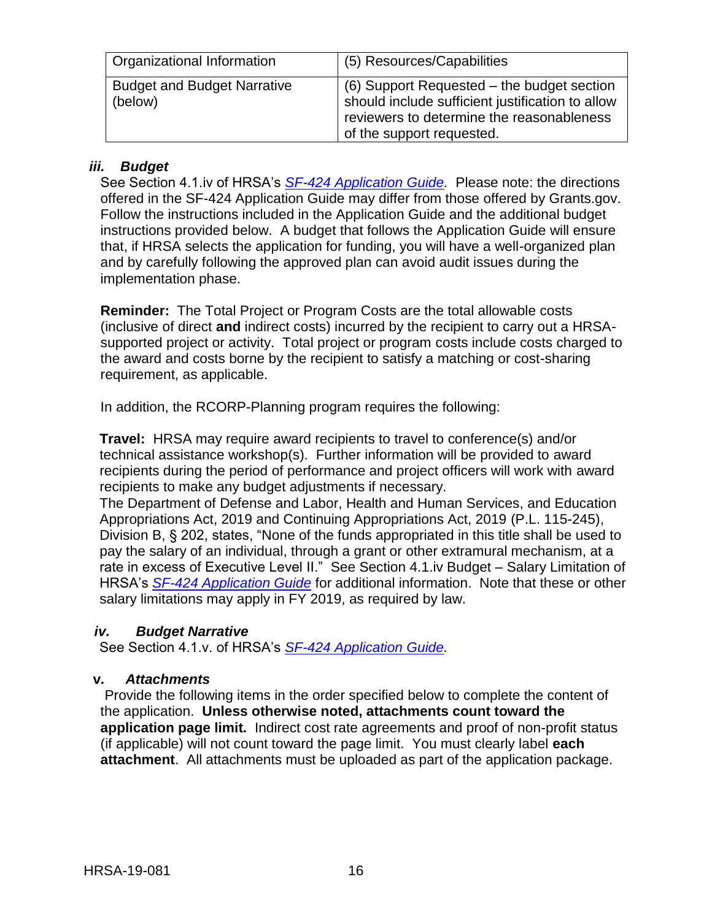| Organizational Information | (5) Resources/Capabilities |
| --- | --- |
| Budget and Budget Narrative (below) | (6) Support Requested – the budget section should include sufficient justification to allow reviewers to determine the reasonableness of the support requested. |

### *iii. Budget*

See Section 4.1.iv of HRSA's *SF-424 Application Guide.* Please note: the directions offered in the SF-424 Application Guide may differ from those offered by Grants.gov. Follow the instructions included in the Application Guide and the additional budget instructions provided below. A budget that follows the Application Guide will ensure that, if HRSA selects the application for funding, you will have a well-organized plan and by carefully following the approved plan can avoid audit issues during the implementation phase.

**Reminder:** The Total Project or Program Costs are the total allowable costs (inclusive of direct **and** indirect costs) incurred by the recipient to carry out a HRSA-supported project or activity. Total project or program costs include costs charged to the award and costs borne by the recipient to satisfy a matching or cost-sharing requirement, as applicable.

In addition, the RCORP-Planning program requires the following:

**Travel:** HRSA may require award recipients to travel to conference(s) and/or technical assistance workshop(s). Further information will be provided to award recipients during the period of performance and project officers will work with award recipients to make any budget adjustments if necessary.
The Department of Defense and Labor, Health and Human Services, and Education Appropriations Act, 2019 and Continuing Appropriations Act, 2019 (P.L. 115-245), Division B, § 202, states, "None of the funds appropriated in this title shall be used to pay the salary of an individual, through a grant or other extramural mechanism, at a rate in excess of Executive Level II." See Section 4.1.iv Budget – Salary Limitation of HRSA's *SF-424 Application Guide* for additional information. Note that these or other salary limitations may apply in FY 2019, as required by law.

### *iv. Budget Narrative*

See Section 4.1.v. of HRSA's *SF-424 Application Guide.*

### v. *Attachments*

Provide the following items in the order specified below to complete the content of the application. **Unless otherwise noted, attachments count toward the application page limit.** Indirect cost rate agreements and proof of non-profit status (if applicable) will not count toward the page limit. You must clearly label **each attachment**. All attachments must be uploaded as part of the application package.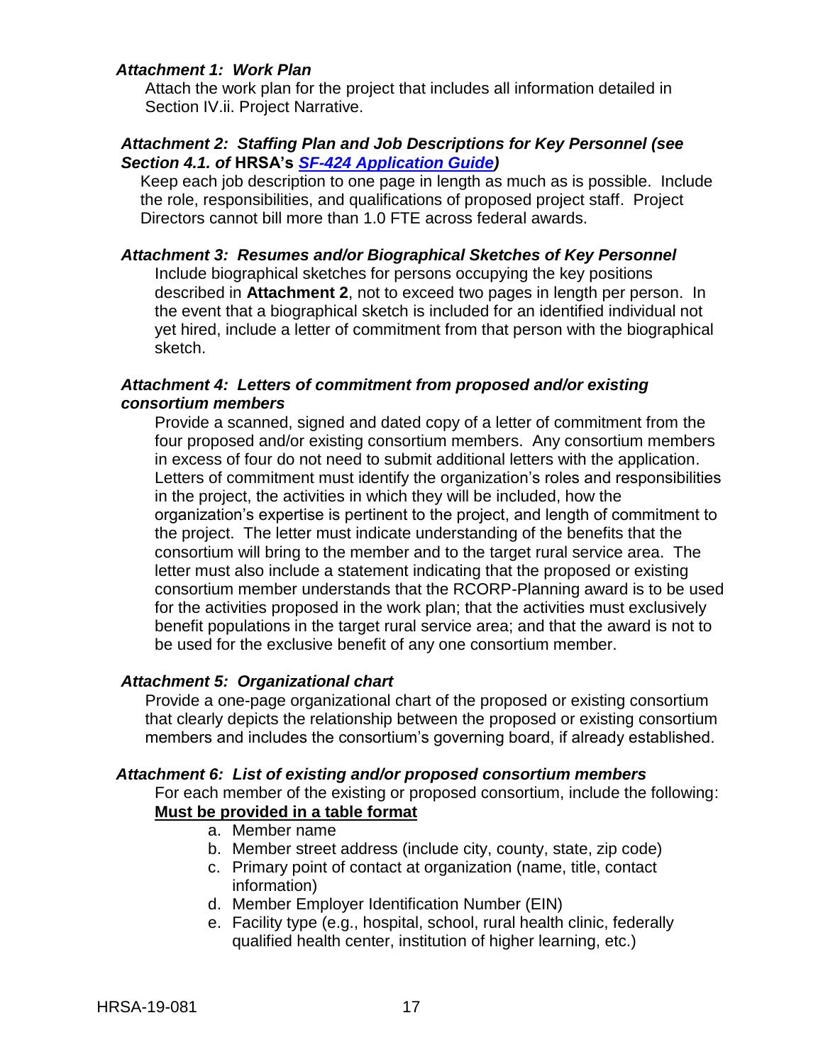***Attachment 1: Work Plan***

Attach the work plan for the project that includes all information detailed in Section IV.ii. Project Narrative.

***Attachment 2: Staffing Plan and Job Descriptions for Key Personnel (see Section 4.1. of* HRSA's *[SF-424 Application Guide](SF-424 Application Guide))***

Keep each job description to one page in length as much as is possible. Include the role, responsibilities, and qualifications of proposed project staff. Project Directors cannot bill more than 1.0 FTE across federal awards.

***Attachment 3: Resumes and/or Biographical Sketches of Key Personnel***

Include biographical sketches for persons occupying the key positions described in **Attachment 2**, not to exceed two pages in length per person. In the event that a biographical sketch is included for an identified individual not yet hired, include a letter of commitment from that person with the biographical sketch.

***Attachment 4: Letters of commitment from proposed and/or existing consortium members***

Provide a scanned, signed and dated copy of a letter of commitment from the four proposed and/or existing consortium members. Any consortium members in excess of four do not need to submit additional letters with the application. Letters of commitment must identify the organization's roles and responsibilities in the project, the activities in which they will be included, how the organization's expertise is pertinent to the project, and length of commitment to the project. The letter must indicate understanding of the benefits that the consortium will bring to the member and to the target rural service area. The letter must also include a statement indicating that the proposed or existing consortium member understands that the RCORP-Planning award is to be used for the activities proposed in the work plan; that the activities must exclusively benefit populations in the target rural service area; and that the award is not to be used for the exclusive benefit of any one consortium member.

***Attachment 5: Organizational chart***

Provide a one-page organizational chart of the proposed or existing consortium that clearly depicts the relationship between the proposed or existing consortium members and includes the consortium's governing board, if already established.

***Attachment 6: List of existing and/or proposed consortium members***

For each member of the existing or proposed consortium, include the following:
**<u>Must be provided in a table format</u>**

a. Member name
b. Member street address (include city, county, state, zip code)
c. Primary point of contact at organization (name, title, contact information)
d. Member Employer Identification Number (EIN)
e. Facility type (e.g., hospital, school, rural health clinic, federally qualified health center, institution of higher learning, etc.)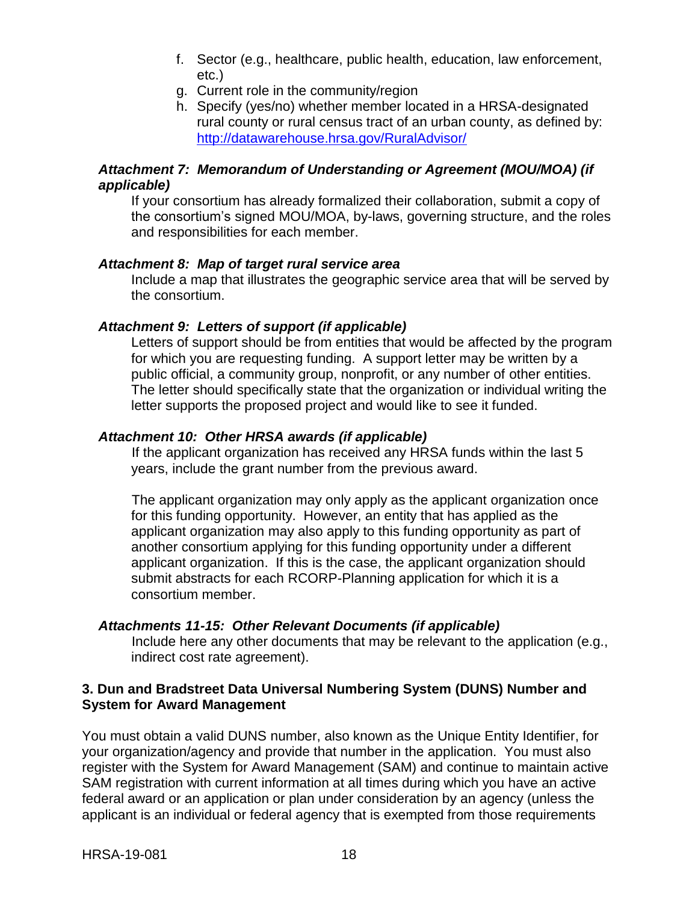f. Sector (e.g., healthcare, public health, education, law enforcement, etc.)
g. Current role in the community/region
h. Specify (yes/no) whether member located in a HRSA-designated rural county or rural census tract of an urban county, as defined by: [http://datawarehouse.hrsa.gov/RuralAdvisor/](http://datawarehouse.hrsa.gov/RuralAdvisor/)

***Attachment 7: Memorandum of Understanding or Agreement (MOU/MOA) (if applicable)***

If your consortium has already formalized their collaboration, submit a copy of the consortium's signed MOU/MOA, by-laws, governing structure, and the roles and responsibilities for each member.

***Attachment 8: Map of target rural service area***

Include a map that illustrates the geographic service area that will be served by the consortium.

***Attachment 9: Letters of support (if applicable)***

Letters of support should be from entities that would be affected by the program for which you are requesting funding. A support letter may be written by a public official, a community group, nonprofit, or any number of other entities. The letter should specifically state that the organization or individual writing the letter supports the proposed project and would like to see it funded.

***Attachment 10: Other HRSA awards (if applicable)***

If the applicant organization has received any HRSA funds within the last 5 years, include the grant number from the previous award.

The applicant organization may only apply as the applicant organization once for this funding opportunity. However, an entity that has applied as the applicant organization may also apply to this funding opportunity as part of another consortium applying for this funding opportunity under a different applicant organization. If this is the case, the applicant organization should submit abstracts for each RCORP-Planning application for which it is a consortium member.

***Attachments 11-15: Other Relevant Documents (if applicable)***

Include here any other documents that may be relevant to the application (e.g., indirect cost rate agreement).

**3. Dun and Bradstreet Data Universal Numbering System (DUNS) Number and System for Award Management**

You must obtain a valid DUNS number, also known as the Unique Entity Identifier, for your organization/agency and provide that number in the application. You must also register with the System for Award Management (SAM) and continue to maintain active SAM registration with current information at all times during which you have an active federal award or an application or plan under consideration by an agency (unless the applicant is an individual or federal agency that is exempted from those requirements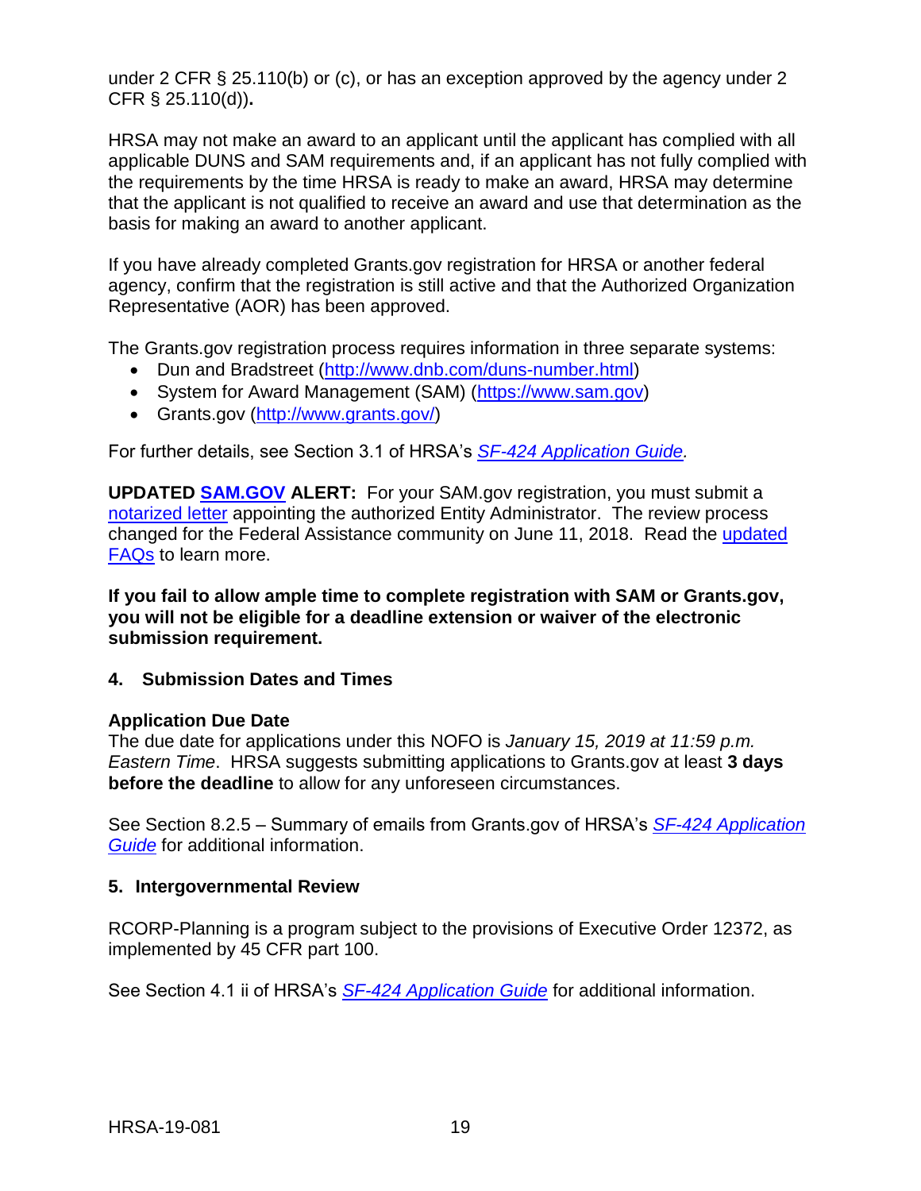under 2 CFR § 25.110(b) or (c), or has an exception approved by the agency under 2 CFR § 25.110(d))**.**

HRSA may not make an award to an applicant until the applicant has complied with all applicable DUNS and SAM requirements and, if an applicant has not fully complied with the requirements by the time HRSA is ready to make an award, HRSA may determine that the applicant is not qualified to receive an award and use that determination as the basis for making an award to another applicant.

If you have already completed Grants.gov registration for HRSA or another federal agency, confirm that the registration is still active and that the Authorized Organization Representative (AOR) has been approved.

The Grants.gov registration process requires information in three separate systems:

- Dun and Bradstreet (http://www.dnb.com/duns-number.html)
- System for Award Management (SAM) (https://www.sam.gov)
- Grants.gov (http://www.grants.gov/)

For further details, see Section 3.1 of HRSA's *SF-424 Application Guide.*

**UPDATED SAM.GOV ALERT:** For your SAM.gov registration, you must submit a notarized letter appointing the authorized Entity Administrator. The review process changed for the Federal Assistance community on June 11, 2018. Read the updated FAQs to learn more.

**If you fail to allow ample time to complete registration with SAM or Grants.gov, you will not be eligible for a deadline extension or waiver of the electronic submission requirement.**

### 4. Submission Dates and Times

**Application Due Date**

The due date for applications under this NOFO is *January 15, 2019 at 11:59 p.m. Eastern Time*. HRSA suggests submitting applications to Grants.gov at least **3 days before the deadline** to allow for any unforeseen circumstances.

See Section 8.2.5 – Summary of emails from Grants.gov of HRSA's *SF-424 Application Guide* for additional information.

### 5. Intergovernmental Review

RCORP-Planning is a program subject to the provisions of Executive Order 12372, as implemented by 45 CFR part 100.

See Section 4.1 ii of HRSA's *SF-424 Application Guide* for additional information.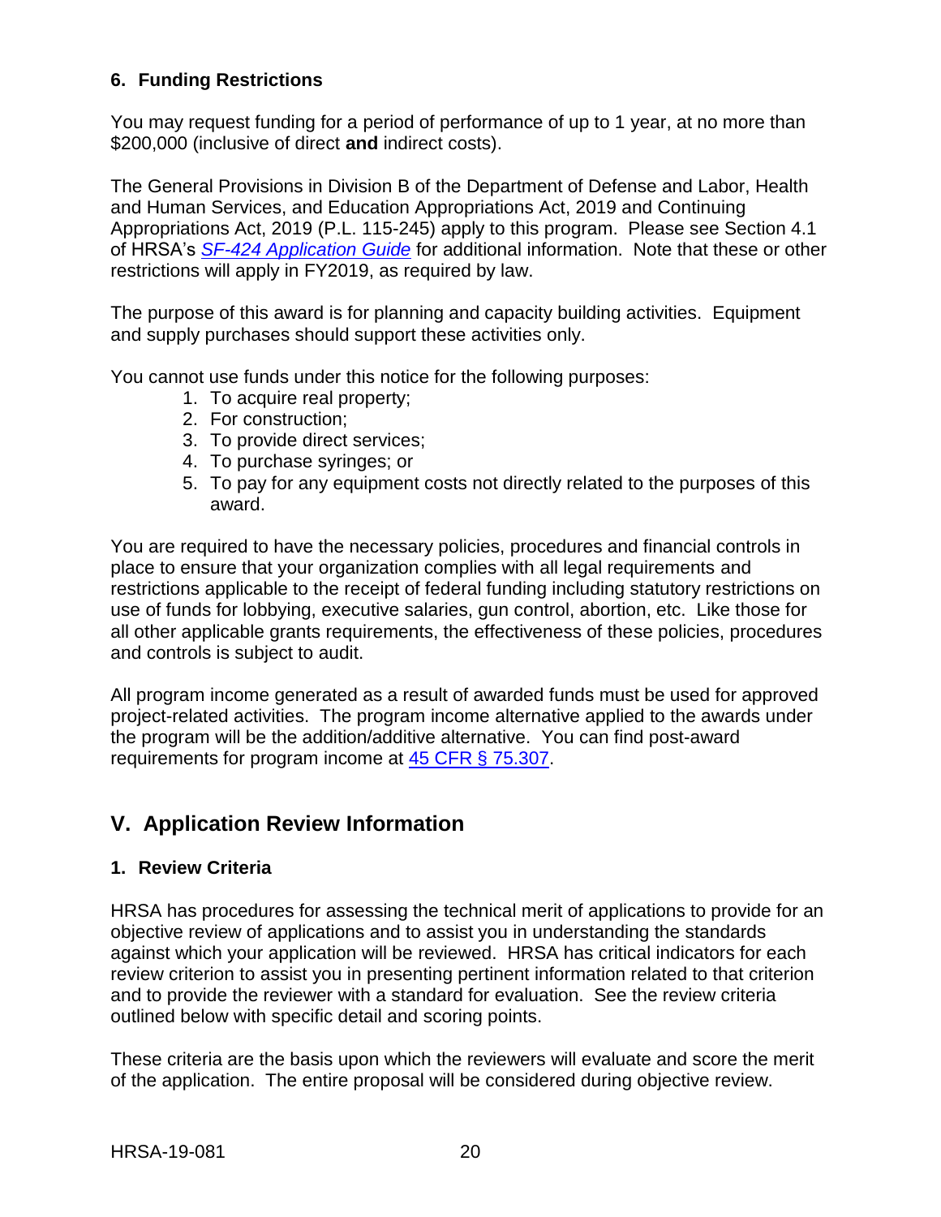### 6. Funding Restrictions

You may request funding for a period of performance of up to 1 year, at no more than $200,000 (inclusive of direct **and** indirect costs).

The General Provisions in Division B of the Department of Defense and Labor, Health and Human Services, and Education Appropriations Act, 2019 and Continuing Appropriations Act, 2019 (P.L. 115-245) apply to this program. Please see Section 4.1 of HRSA's *SF-424 Application Guide* for additional information. Note that these or other restrictions will apply in FY2019, as required by law.

The purpose of this award is for planning and capacity building activities. Equipment and supply purchases should support these activities only.

You cannot use funds under this notice for the following purposes:

1. To acquire real property;
2. For construction;
3. To provide direct services;
4. To purchase syringes; or
5. To pay for any equipment costs not directly related to the purposes of this award.

You are required to have the necessary policies, procedures and financial controls in place to ensure that your organization complies with all legal requirements and restrictions applicable to the receipt of federal funding including statutory restrictions on use of funds for lobbying, executive salaries, gun control, abortion, etc. Like those for all other applicable grants requirements, the effectiveness of these policies, procedures and controls is subject to audit.

All program income generated as a result of awarded funds must be used for approved project-related activities. The program income alternative applied to the awards under the program will be the addition/additive alternative. You can find post-award requirements for program income at 45 CFR § 75.307.

## V. Application Review Information

### 1. Review Criteria

HRSA has procedures for assessing the technical merit of applications to provide for an objective review of applications and to assist you in understanding the standards against which your application will be reviewed. HRSA has critical indicators for each review criterion to assist you in presenting pertinent information related to that criterion and to provide the reviewer with a standard for evaluation. See the review criteria outlined below with specific detail and scoring points.

These criteria are the basis upon which the reviewers will evaluate and score the merit of the application. The entire proposal will be considered during objective review.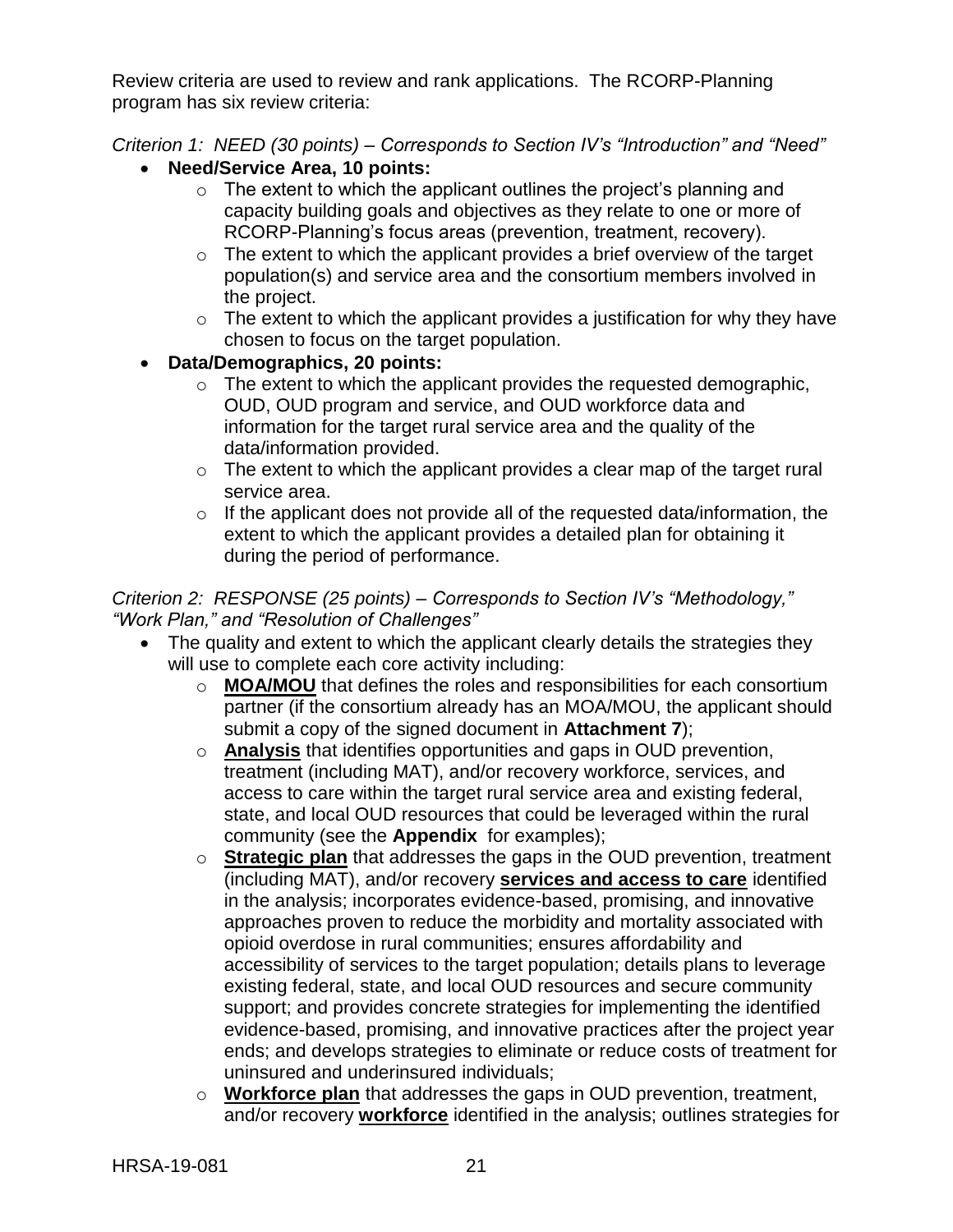Review criteria are used to review and rank applications. The RCORP-Planning program has six review criteria:

*Criterion 1: NEED (30 points) – Corresponds to Section IV's "Introduction" and "Need"*

- **Need/Service Area, 10 points:**
    - The extent to which the applicant outlines the project's planning and capacity building goals and objectives as they relate to one or more of RCORP-Planning's focus areas (prevention, treatment, recovery).
    - The extent to which the applicant provides a brief overview of the target population(s) and service area and the consortium members involved in the project.
    - The extent to which the applicant provides a justification for why they have chosen to focus on the target population.
- **Data/Demographics, 20 points:**
    - The extent to which the applicant provides the requested demographic, OUD, OUD program and service, and OUD workforce data and information for the target rural service area and the quality of the data/information provided.
    - The extent to which the applicant provides a clear map of the target rural service area.
    - If the applicant does not provide all of the requested data/information, the extent to which the applicant provides a detailed plan for obtaining it during the period of performance.

*Criterion 2: RESPONSE (25 points) – Corresponds to Section IV's "Methodology," "Work Plan," and "Resolution of Challenges"*

- The quality and extent to which the applicant clearly details the strategies they will use to complete each core activity including:
    - **MOA/MOU** that defines the roles and responsibilities for each consortium partner (if the consortium already has an MOA/MOU, the applicant should submit a copy of the signed document in **Attachment 7**);
    - **Analysis** that identifies opportunities and gaps in OUD prevention, treatment (including MAT), and/or recovery workforce, services, and access to care within the target rural service area and existing federal, state, and local OUD resources that could be leveraged within the rural community (see the **Appendix** for examples);
    - **Strategic plan** that addresses the gaps in the OUD prevention, treatment (including MAT), and/or recovery **services and access to care** identified in the analysis; incorporates evidence-based, promising, and innovative approaches proven to reduce the morbidity and mortality associated with opioid overdose in rural communities; ensures affordability and accessibility of services to the target population; details plans to leverage existing federal, state, and local OUD resources and secure community support; and provides concrete strategies for implementing the identified evidence-based, promising, and innovative practices after the project year ends; and develops strategies to eliminate or reduce costs of treatment for uninsured and underinsured individuals;
    - **Workforce plan** that addresses the gaps in OUD prevention, treatment, and/or recovery **workforce** identified in the analysis; outlines strategies for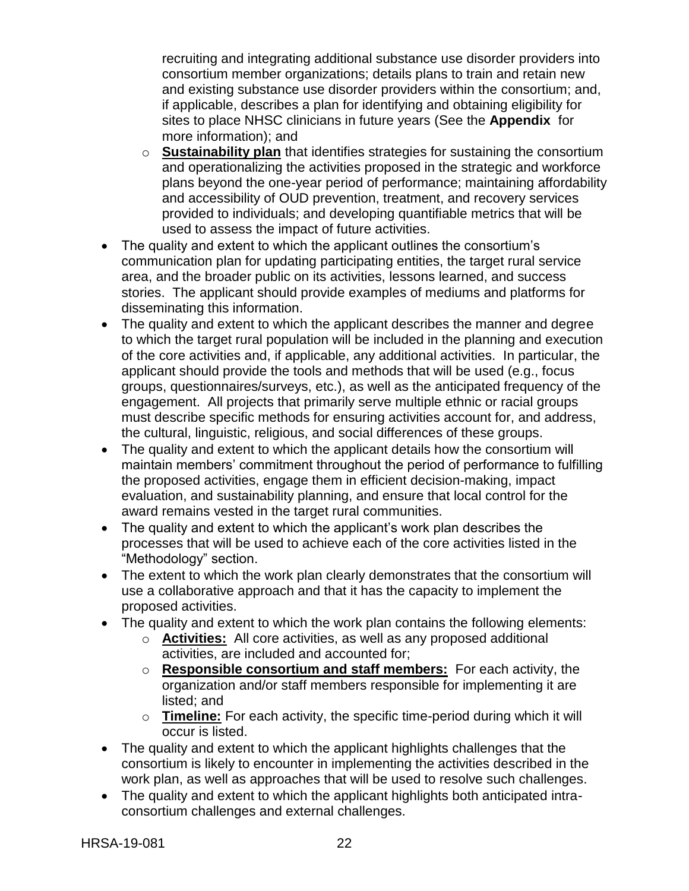recruiting and integrating additional substance use disorder providers into consortium member organizations; details plans to train and retain new and existing substance use disorder providers within the consortium; and, if applicable, describes a plan for identifying and obtaining eligibility for sites to place NHSC clinicians in future years (See the **Appendix** for more information); and
    - **Sustainability plan** that identifies strategies for sustaining the consortium and operationalizing the activities proposed in the strategic and workforce plans beyond the one-year period of performance; maintaining affordability and accessibility of OUD prevention, treatment, and recovery services provided to individuals; and developing quantifiable metrics that will be used to assess the impact of future activities.
- The quality and extent to which the applicant outlines the consortium's communication plan for updating participating entities, the target rural service area, and the broader public on its activities, lessons learned, and success stories. The applicant should provide examples of mediums and platforms for disseminating this information.
- The quality and extent to which the applicant describes the manner and degree to which the target rural population will be included in the planning and execution of the core activities and, if applicable, any additional activities. In particular, the applicant should provide the tools and methods that will be used (e.g., focus groups, questionnaires/surveys, etc.), as well as the anticipated frequency of the engagement. All projects that primarily serve multiple ethnic or racial groups must describe specific methods for ensuring activities account for, and address, the cultural, linguistic, religious, and social differences of these groups.
- The quality and extent to which the applicant details how the consortium will maintain members' commitment throughout the period of performance to fulfilling the proposed activities, engage them in efficient decision-making, impact evaluation, and sustainability planning, and ensure that local control for the award remains vested in the target rural communities.
- The quality and extent to which the applicant's work plan describes the processes that will be used to achieve each of the core activities listed in the "Methodology" section.
- The extent to which the work plan clearly demonstrates that the consortium will use a collaborative approach and that it has the capacity to implement the proposed activities.
- The quality and extent to which the work plan contains the following elements:
    - **Activities:** All core activities, as well as any proposed additional activities, are included and accounted for;
    - **Responsible consortium and staff members:** For each activity, the organization and/or staff members responsible for implementing it are listed; and
    - **Timeline:** For each activity, the specific time-period during which it will occur is listed.
- The quality and extent to which the applicant highlights challenges that the consortium is likely to encounter in implementing the activities described in the work plan, as well as approaches that will be used to resolve such challenges.
- The quality and extent to which the applicant highlights both anticipated intra-consortium challenges and external challenges.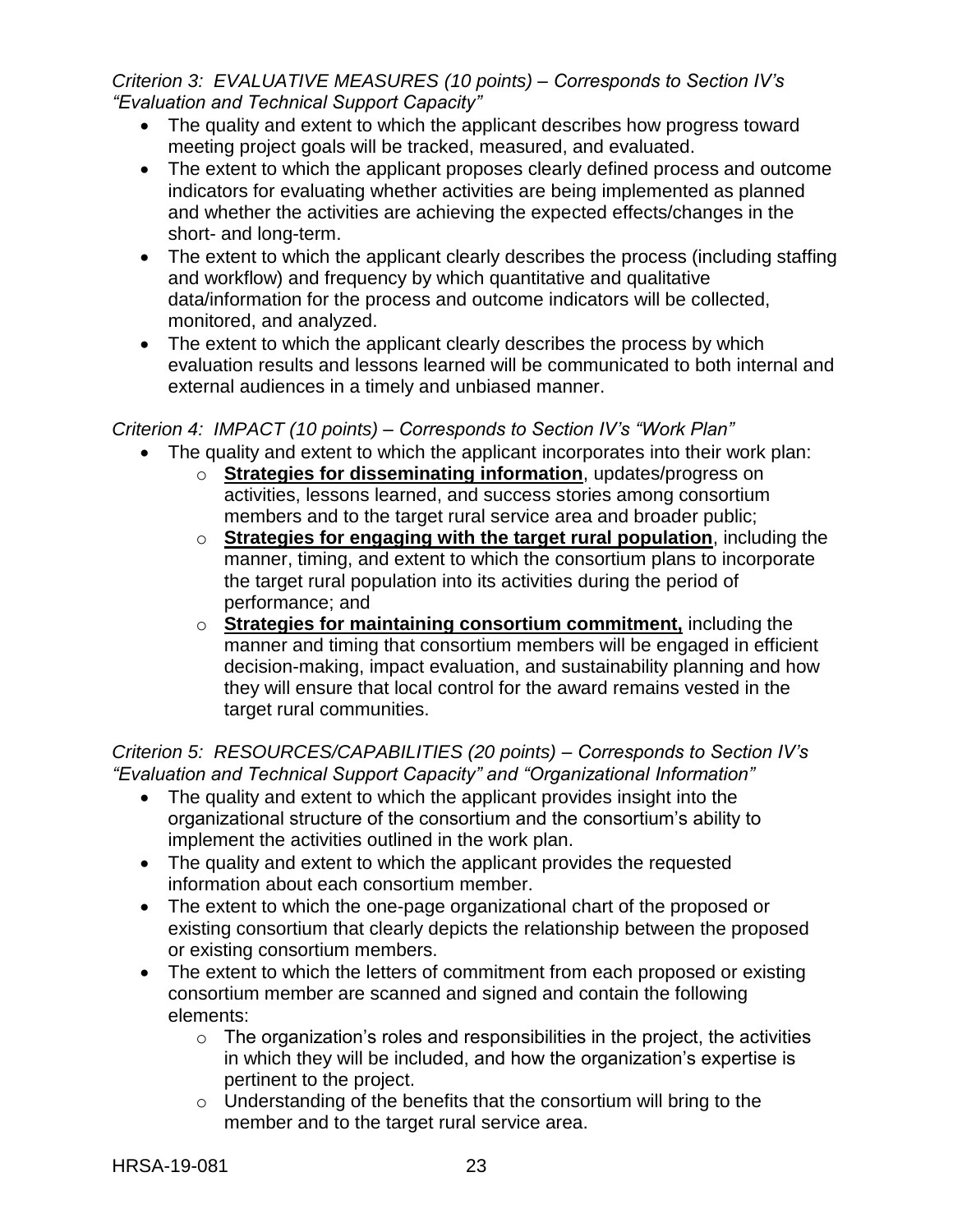*Criterion 3: EVALUATIVE MEASURES (10 points) – Corresponds to Section IV's "Evaluation and Technical Support Capacity"*

- The quality and extent to which the applicant describes how progress toward meeting project goals will be tracked, measured, and evaluated.
- The extent to which the applicant proposes clearly defined process and outcome indicators for evaluating whether activities are being implemented as planned and whether the activities are achieving the expected effects/changes in the short- and long-term.
- The extent to which the applicant clearly describes the process (including staffing and workflow) and frequency by which quantitative and qualitative data/information for the process and outcome indicators will be collected, monitored, and analyzed.
- The extent to which the applicant clearly describes the process by which evaluation results and lessons learned will be communicated to both internal and external audiences in a timely and unbiased manner.

*Criterion 4: IMPACT (10 points) – Corresponds to Section IV's "Work Plan"*

- The quality and extent to which the applicant incorporates into their work plan:
  - **Strategies for disseminating information**, updates/progress on activities, lessons learned, and success stories among consortium members and to the target rural service area and broader public;
  - **Strategies for engaging with the target rural population**, including the manner, timing, and extent to which the consortium plans to incorporate the target rural population into its activities during the period of performance; and
  - **Strategies for maintaining consortium commitment,** including the manner and timing that consortium members will be engaged in efficient decision-making, impact evaluation, and sustainability planning and how they will ensure that local control for the award remains vested in the target rural communities.

*Criterion 5: RESOURCES/CAPABILITIES (20 points) – Corresponds to Section IV's "Evaluation and Technical Support Capacity" and "Organizational Information"*

- The quality and extent to which the applicant provides insight into the organizational structure of the consortium and the consortium's ability to implement the activities outlined in the work plan.
- The quality and extent to which the applicant provides the requested information about each consortium member.
- The extent to which the one-page organizational chart of the proposed or existing consortium that clearly depicts the relationship between the proposed or existing consortium members.
- The extent to which the letters of commitment from each proposed or existing consortium member are scanned and signed and contain the following elements:
  - The organization's roles and responsibilities in the project, the activities in which they will be included, and how the organization's expertise is pertinent to the project.
  - Understanding of the benefits that the consortium will bring to the member and to the target rural service area.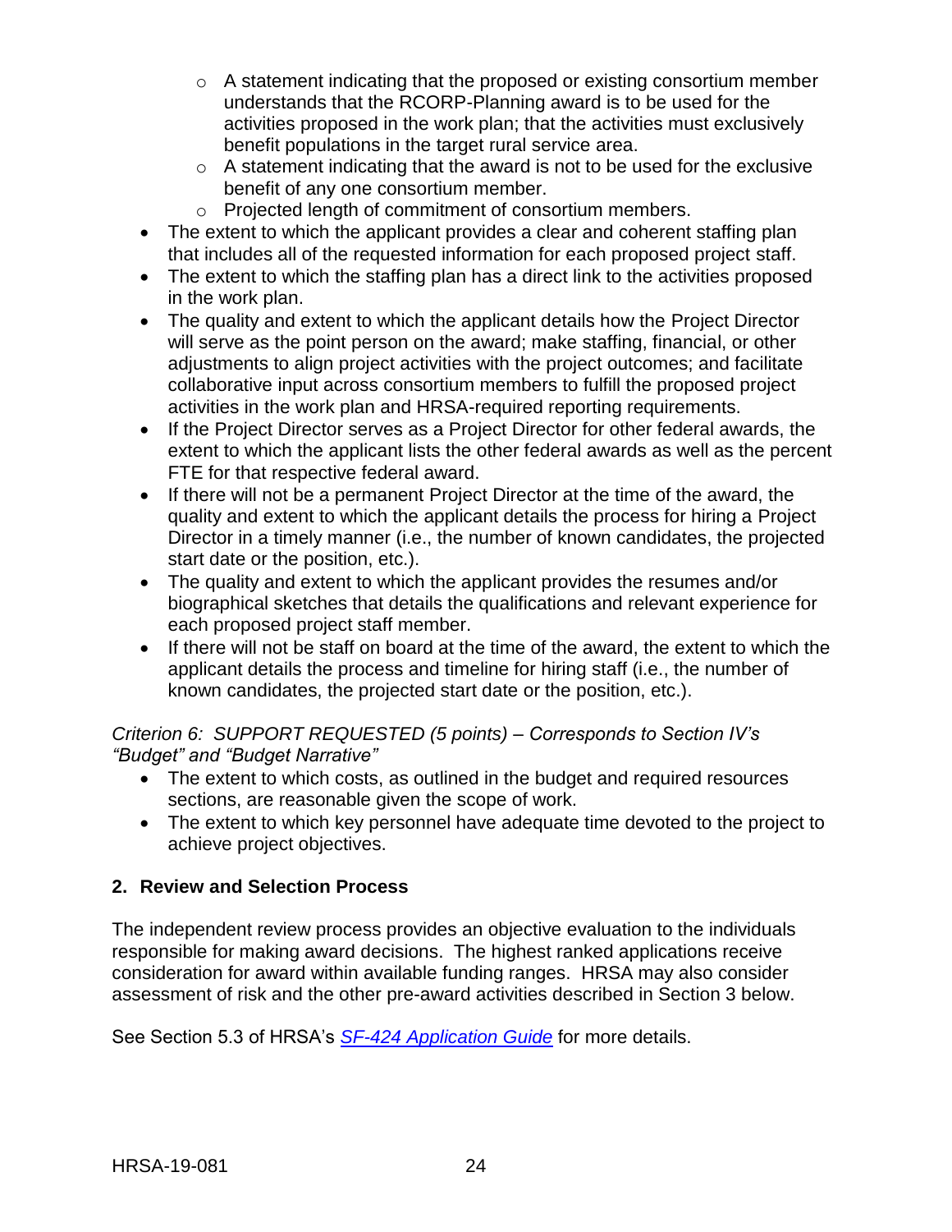- A statement indicating that the proposed or existing consortium member understands that the RCORP-Planning award is to be used for the activities proposed in the work plan; that the activities must exclusively benefit populations in the target rural service area.
    - A statement indicating that the award is not to be used for the exclusive benefit of any one consortium member.
    - Projected length of commitment of consortium members.
- The extent to which the applicant provides a clear and coherent staffing plan that includes all of the requested information for each proposed project staff.
- The extent to which the staffing plan has a direct link to the activities proposed in the work plan.
- The quality and extent to which the applicant details how the Project Director will serve as the point person on the award; make staffing, financial, or other adjustments to align project activities with the project outcomes; and facilitate collaborative input across consortium members to fulfill the proposed project activities in the work plan and HRSA-required reporting requirements.
- If the Project Director serves as a Project Director for other federal awards, the extent to which the applicant lists the other federal awards as well as the percent FTE for that respective federal award.
- If there will not be a permanent Project Director at the time of the award, the quality and extent to which the applicant details the process for hiring a Project Director in a timely manner (i.e., the number of known candidates, the projected start date or the position, etc.).
- The quality and extent to which the applicant provides the resumes and/or biographical sketches that details the qualifications and relevant experience for each proposed project staff member.
- If there will not be staff on board at the time of the award, the extent to which the applicant details the process and timeline for hiring staff (i.e., the number of known candidates, the projected start date or the position, etc.).

*Criterion 6: SUPPORT REQUESTED (5 points) – Corresponds to Section IV's "Budget" and "Budget Narrative"*

- The extent to which costs, as outlined in the budget and required resources sections, are reasonable given the scope of work.
- The extent to which key personnel have adequate time devoted to the project to achieve project objectives.

### 2. Review and Selection Process

The independent review process provides an objective evaluation to the individuals responsible for making award decisions. The highest ranked applications receive consideration for award within available funding ranges. HRSA may also consider assessment of risk and the other pre-award activities described in Section 3 below.

See Section 5.3 of HRSA's *SF-424 Application Guide* for more details.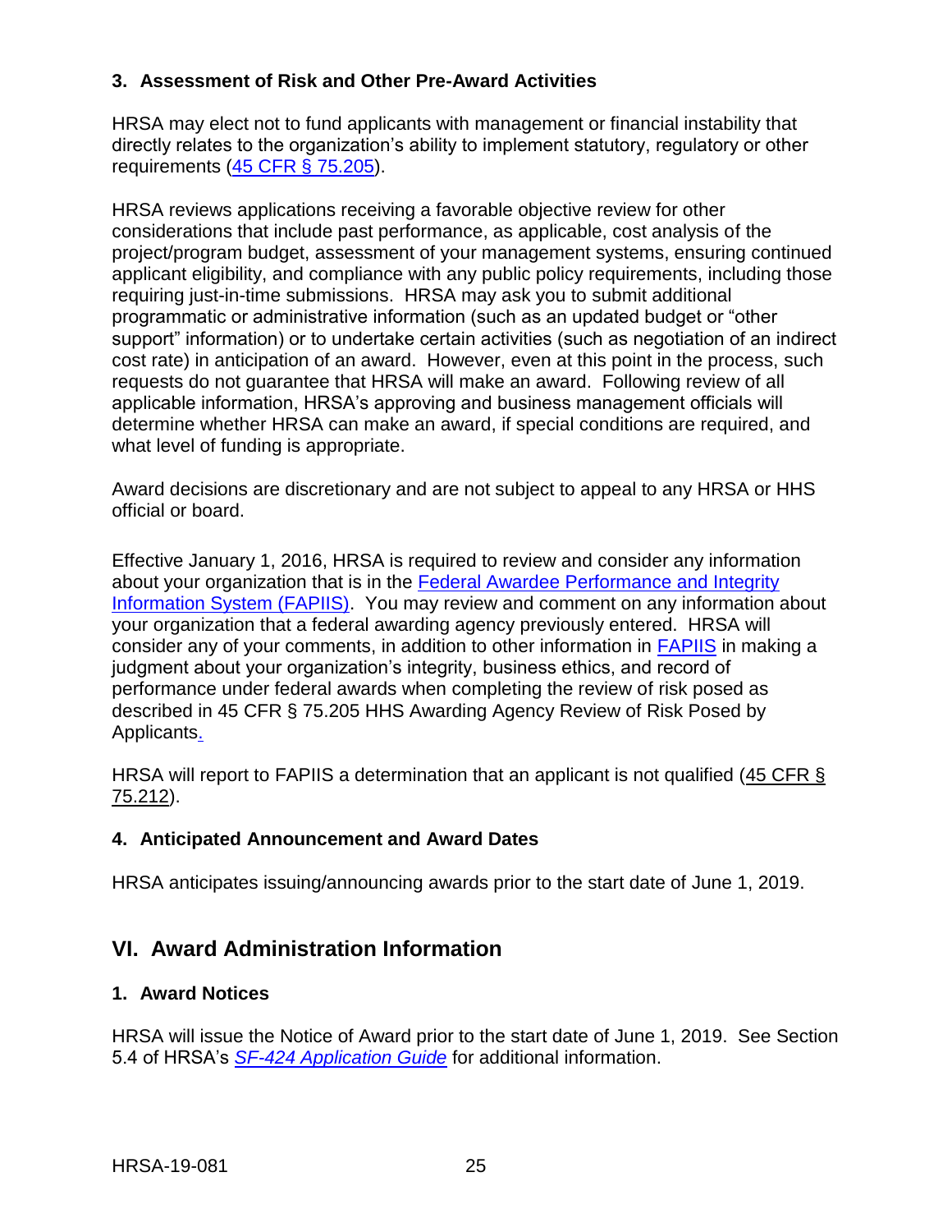### 3. Assessment of Risk and Other Pre-Award Activities

HRSA may elect not to fund applicants with management or financial instability that directly relates to the organization's ability to implement statutory, regulatory or other requirements ([45 CFR § 75.205](45 CFR § 75.205)).

HRSA reviews applications receiving a favorable objective review for other considerations that include past performance, as applicable, cost analysis of the project/program budget, assessment of your management systems, ensuring continued applicant eligibility, and compliance with any public policy requirements, including those requiring just-in-time submissions. HRSA may ask you to submit additional programmatic or administrative information (such as an updated budget or "other support" information) or to undertake certain activities (such as negotiation of an indirect cost rate) in anticipation of an award. However, even at this point in the process, such requests do not guarantee that HRSA will make an award. Following review of all applicable information, HRSA's approving and business management officials will determine whether HRSA can make an award, if special conditions are required, and what level of funding is appropriate.

Award decisions are discretionary and are not subject to appeal to any HRSA or HHS official or board.

Effective January 1, 2016, HRSA is required to review and consider any information about your organization that is in the Federal Awardee Performance and Integrity Information System (FAPIIS). You may review and comment on any information about your organization that a federal awarding agency previously entered. HRSA will consider any of your comments, in addition to other information in FAPIIS in making a judgment about your organization's integrity, business ethics, and record of performance under federal awards when completing the review of risk posed as described in 45 CFR § 75.205 HHS Awarding Agency Review of Risk Posed by Applicants.

HRSA will report to FAPIIS a determination that an applicant is not qualified (45 CFR § 75.212).

### 4. Anticipated Announcement and Award Dates

HRSA anticipates issuing/announcing awards prior to the start date of June 1, 2019.

## VI. Award Administration Information

### 1. Award Notices

HRSA will issue the Notice of Award prior to the start date of June 1, 2019. See Section 5.4 of HRSA's *SF-424 Application Guide* for additional information.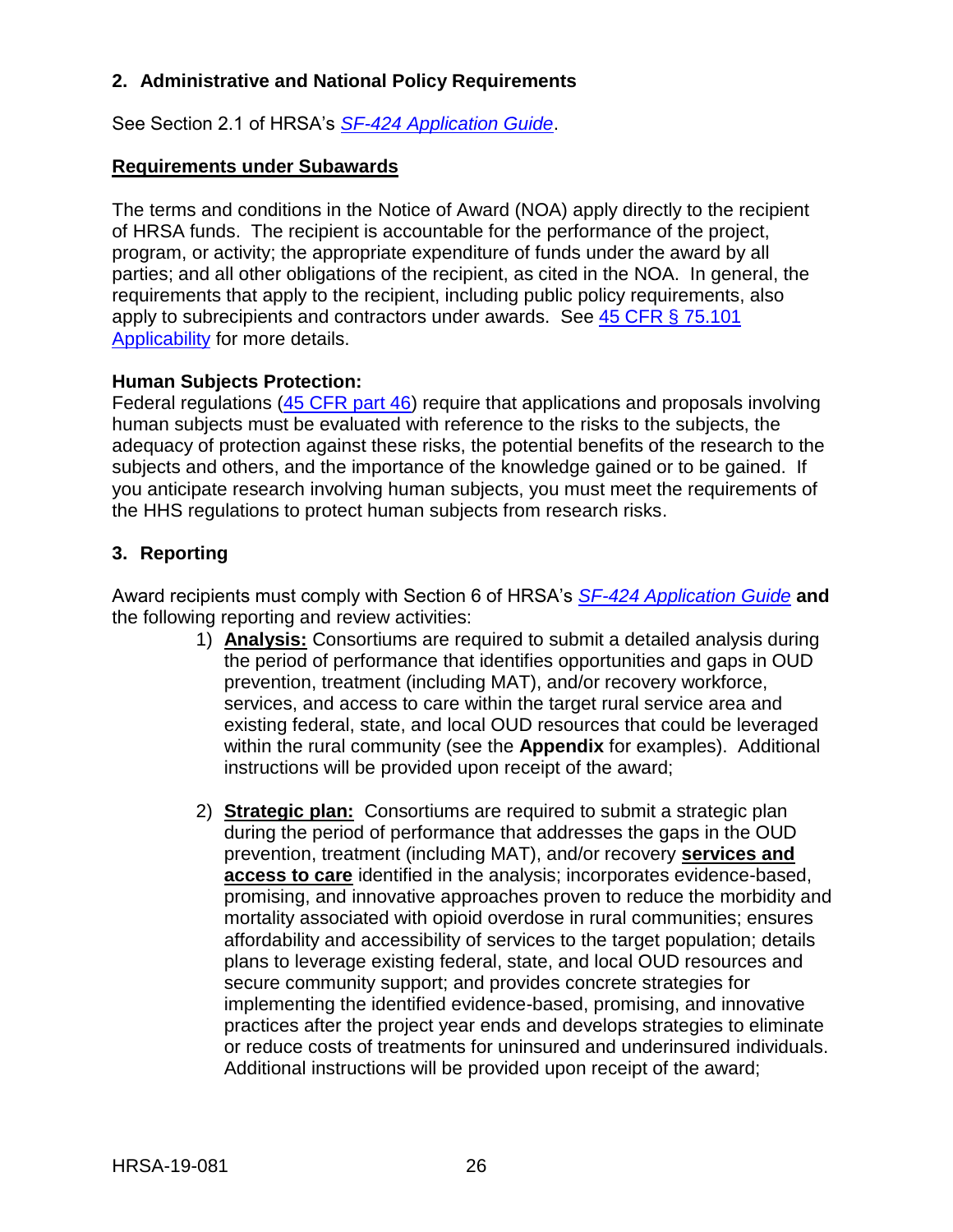### 2. Administrative and National Policy Requirements

See Section 2.1 of HRSA's *SF-424 Application Guide*.

**Requirements under Subawards**

The terms and conditions in the Notice of Award (NOA) apply directly to the recipient of HRSA funds. The recipient is accountable for the performance of the project, program, or activity; the appropriate expenditure of funds under the award by all parties; and all other obligations of the recipient, as cited in the NOA. In general, the requirements that apply to the recipient, including public policy requirements, also apply to subrecipients and contractors under awards. See 45 CFR § 75.101 Applicability for more details.

**Human Subjects Protection:**
Federal regulations (45 CFR part 46) require that applications and proposals involving human subjects must be evaluated with reference to the risks to the subjects, the adequacy of protection against these risks, the potential benefits of the research to the subjects and others, and the importance of the knowledge gained or to be gained. If you anticipate research involving human subjects, you must meet the requirements of the HHS regulations to protect human subjects from research risks.

### 3. Reporting

Award recipients must comply with Section 6 of HRSA's *SF-424 Application Guide* **and** the following reporting and review activities:

1) **Analysis:** Consortiums are required to submit a detailed analysis during the period of performance that identifies opportunities and gaps in OUD prevention, treatment (including MAT), and/or recovery workforce, services, and access to care within the target rural service area and existing federal, state, and local OUD resources that could be leveraged within the rural community (see the **Appendix** for examples). Additional instructions will be provided upon receipt of the award;

2) **Strategic plan:** Consortiums are required to submit a strategic plan during the period of performance that addresses the gaps in the OUD prevention, treatment (including MAT), and/or recovery **services and access to care** identified in the analysis; incorporates evidence-based, promising, and innovative approaches proven to reduce the morbidity and mortality associated with opioid overdose in rural communities; ensures affordability and accessibility of services to the target population; details plans to leverage existing federal, state, and local OUD resources and secure community support; and provides concrete strategies for implementing the identified evidence-based, promising, and innovative practices after the project year ends and develops strategies to eliminate or reduce costs of treatments for uninsured and underinsured individuals. Additional instructions will be provided upon receipt of the award;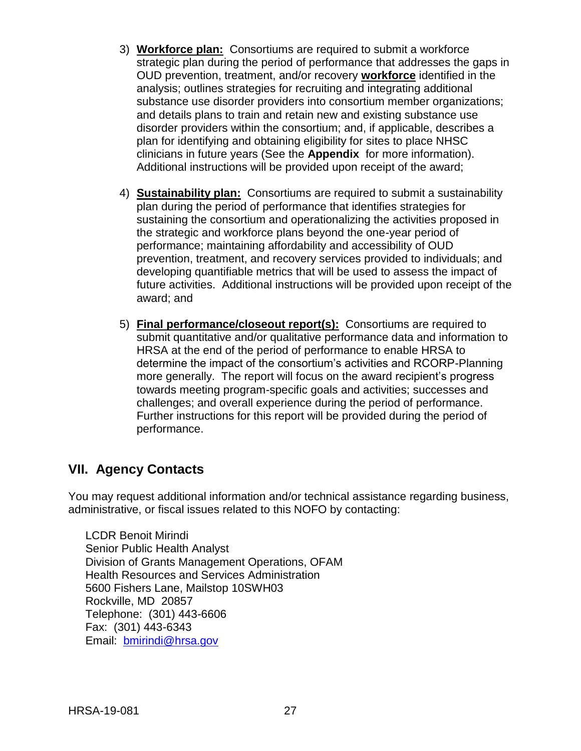3) **Workforce plan:** Consortiums are required to submit a workforce strategic plan during the period of performance that addresses the gaps in OUD prevention, treatment, and/or recovery **workforce** identified in the analysis; outlines strategies for recruiting and integrating additional substance use disorder providers into consortium member organizations; and details plans to train and retain new and existing substance use disorder providers within the consortium; and, if applicable, describes a plan for identifying and obtaining eligibility for sites to place NHSC clinicians in future years (See the **Appendix** for more information). Additional instructions will be provided upon receipt of the award;

4) **Sustainability plan:** Consortiums are required to submit a sustainability plan during the period of performance that identifies strategies for sustaining the consortium and operationalizing the activities proposed in the strategic and workforce plans beyond the one-year period of performance; maintaining affordability and accessibility of OUD prevention, treatment, and recovery services provided to individuals; and developing quantifiable metrics that will be used to assess the impact of future activities. Additional instructions will be provided upon receipt of the award; and

5) **Final performance/closeout report(s):** Consortiums are required to submit quantitative and/or qualitative performance data and information to HRSA at the end of the period of performance to enable HRSA to determine the impact of the consortium's activities and RCORP-Planning more generally. The report will focus on the award recipient's progress towards meeting program-specific goals and activities; successes and challenges; and overall experience during the period of performance. Further instructions for this report will be provided during the period of performance.

## VII. Agency Contacts

You may request additional information and/or technical assistance regarding business, administrative, or fiscal issues related to this NOFO by contacting:

LCDR Benoit Mirindi
Senior Public Health Analyst
Division of Grants Management Operations, OFAM
Health Resources and Services Administration
5600 Fishers Lane, Mailstop 10SWH03
Rockville, MD 20857
Telephone: (301) 443-6606
Fax: (301) 443-6343
Email: bmirindi@hrsa.gov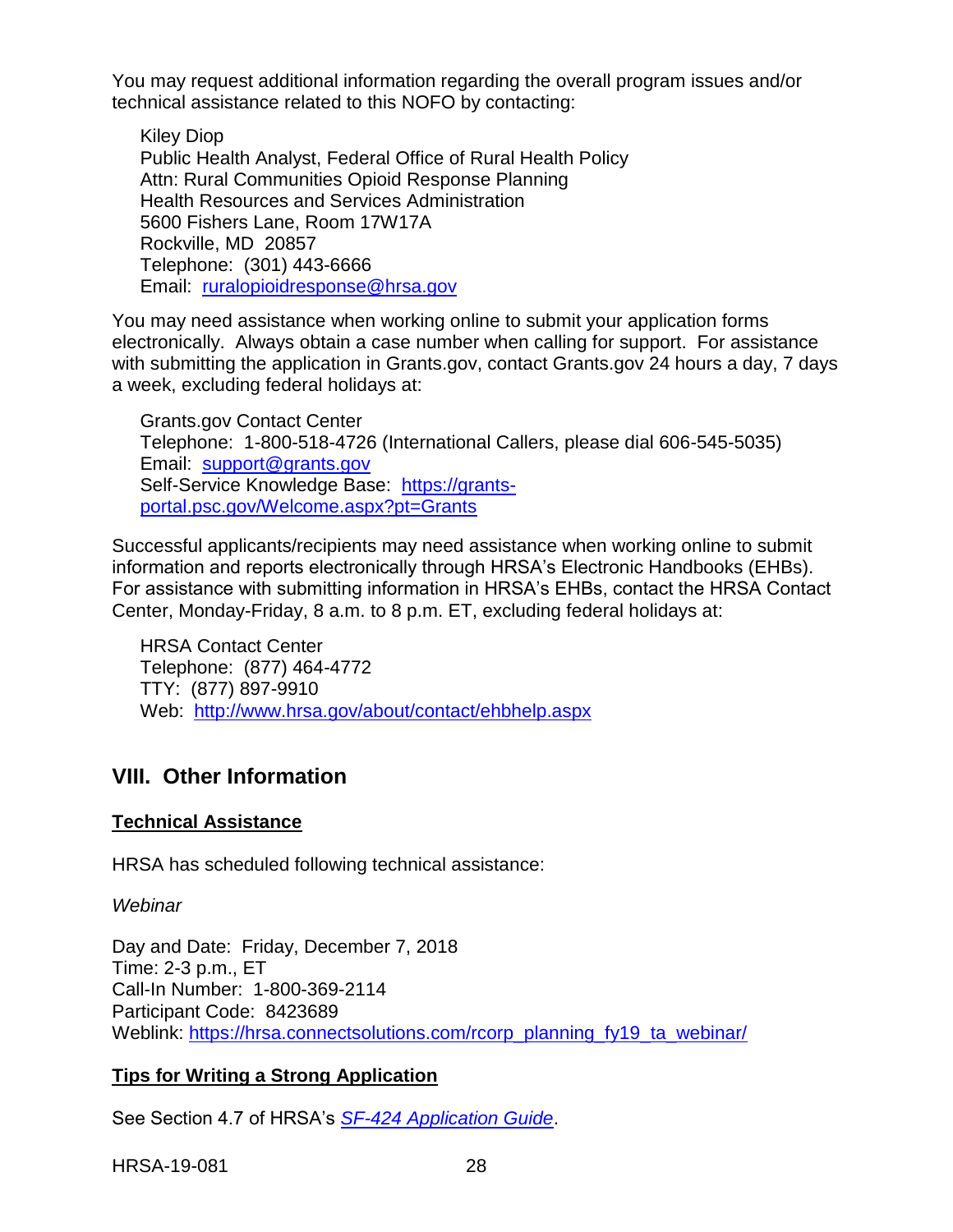You may request additional information regarding the overall program issues and/or technical assistance related to this NOFO by contacting:

Kiley Diop
Public Health Analyst, Federal Office of Rural Health Policy
Attn: Rural Communities Opioid Response Planning
Health Resources and Services Administration
5600 Fishers Lane, Room 17W17A
Rockville, MD 20857
Telephone: (301) 443-6666
Email: [ruralopioidresponse@hrsa.gov](mailto:ruralopioidresponse@hrsa.gov)

You may need assistance when working online to submit your application forms electronically. Always obtain a case number when calling for support. For assistance with submitting the application in Grants.gov, contact Grants.gov 24 hours a day, 7 days a week, excluding federal holidays at:

Grants.gov Contact Center
Telephone: 1-800-518-4726 (International Callers, please dial 606-545-5035)
Email: [support@grants.gov](mailto:support@grants.gov)
Self-Service Knowledge Base: [https://grants-portal.psc.gov/Welcome.aspx?pt=Grants](https://grants-portal.psc.gov/Welcome.aspx?pt=Grants)

Successful applicants/recipients may need assistance when working online to submit information and reports electronically through HRSA's Electronic Handbooks (EHBs). For assistance with submitting information in HRSA's EHBs, contact the HRSA Contact Center, Monday-Friday, 8 a.m. to 8 p.m. ET, excluding federal holidays at:

HRSA Contact Center
Telephone: (877) 464-4772
TTY: (877) 897-9910
Web: [http://www.hrsa.gov/about/contact/ehbhelp.aspx](http://www.hrsa.gov/about/contact/ehbhelp.aspx)

## VIII. Other Information

**Technical Assistance**

HRSA has scheduled following technical assistance:

*Webinar*

Day and Date: Friday, December 7, 2018
Time: 2-3 p.m., ET
Call-In Number: 1-800-369-2114
Participant Code: 8423689
Weblink: [https://hrsa.connectsolutions.com/rcorp_planning_fy19_ta_webinar/](https://hrsa.connectsolutions.com/rcorp_planning_fy19_ta_webinar/)

**Tips for Writing a Strong Application**

See Section 4.7 of HRSA's *SF-424 Application Guide*.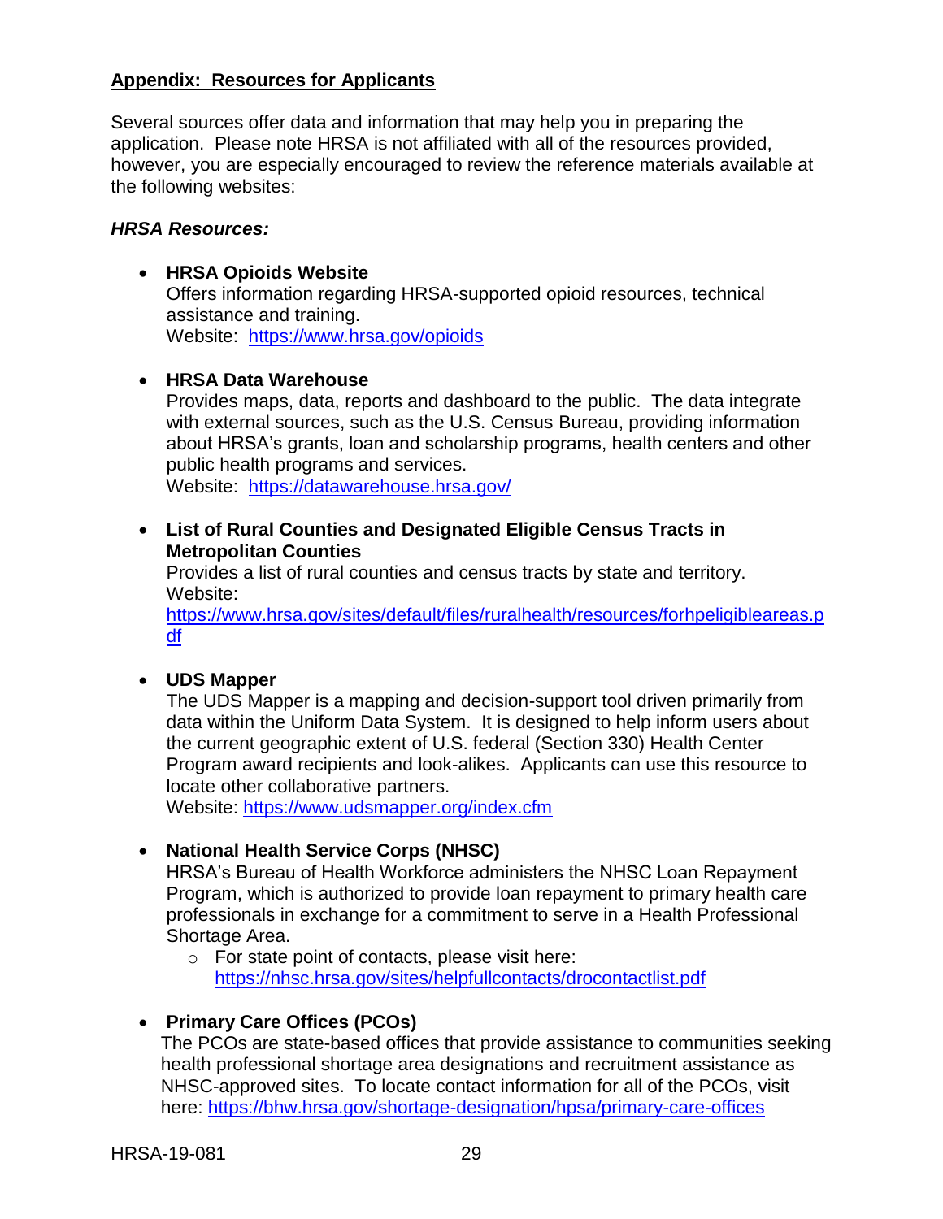## Appendix: Resources for Applicants

Several sources offer data and information that may help you in preparing the application. Please note HRSA is not affiliated with all of the resources provided, however, you are especially encouraged to review the reference materials available at the following websites:

***HRSA Resources:***

- **HRSA Opioids Website**
  Offers information regarding HRSA-supported opioid resources, technical assistance and training.
  Website: https://www.hrsa.gov/opioids

- **HRSA Data Warehouse**
  Provides maps, data, reports and dashboard to the public. The data integrate with external sources, such as the U.S. Census Bureau, providing information about HRSA's grants, loan and scholarship programs, health centers and other public health programs and services.
  Website: https://datawarehouse.hrsa.gov/

- **List of Rural Counties and Designated Eligible Census Tracts in Metropolitan Counties**
  Provides a list of rural counties and census tracts by state and territory.
  Website:
  https://www.hrsa.gov/sites/default/files/ruralhealth/resources/forhpeligibleareas.pdf

- **UDS Mapper**
  The UDS Mapper is a mapping and decision-support tool driven primarily from data within the Uniform Data System. It is designed to help inform users about the current geographic extent of U.S. federal (Section 330) Health Center Program award recipients and look-alikes. Applicants can use this resource to locate other collaborative partners.
  Website: https://www.udsmapper.org/index.cfm

- **National Health Service Corps (NHSC)**
  HRSA's Bureau of Health Workforce administers the NHSC Loan Repayment Program, which is authorized to provide loan repayment to primary health care professionals in exchange for a commitment to serve in a Health Professional Shortage Area.
  - For state point of contacts, please visit here: https://nhsc.hrsa.gov/sites/helpfullcontacts/drocontactlist.pdf

- **Primary Care Offices (PCOs)**
  The PCOs are state-based offices that provide assistance to communities seeking health professional shortage area designations and recruitment assistance as NHSC-approved sites. To locate contact information for all of the PCOs, visit here: https://bhw.hrsa.gov/shortage-designation/hpsa/primary-care-offices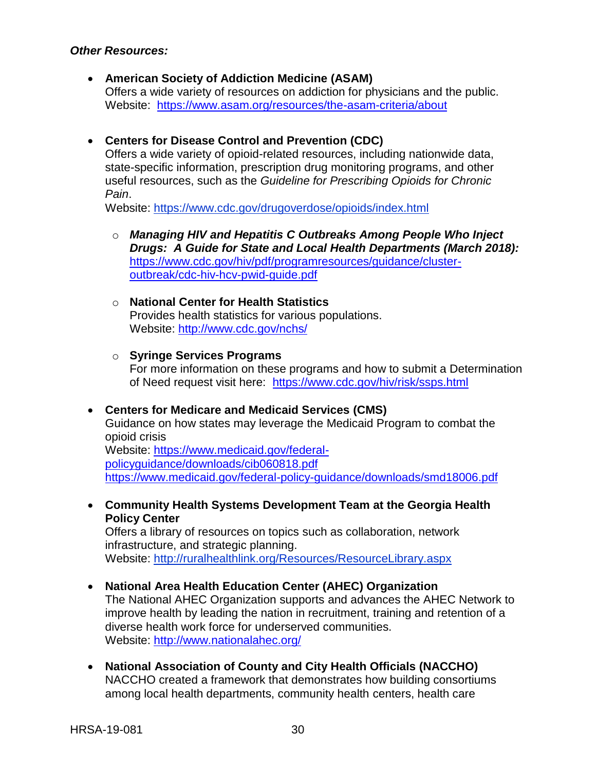***Other Resources:***

- **American Society of Addiction Medicine (ASAM)**
  Offers a wide variety of resources on addiction for physicians and the public.
  Website: [https://www.asam.org/resources/the-asam-criteria/about](https://www.asam.org/resources/the-asam-criteria/about)

- **Centers for Disease Control and Prevention (CDC)**
  Offers a wide variety of opioid-related resources, including nationwide data, state-specific information, prescription drug monitoring programs, and other useful resources, such as the *Guideline for Prescribing Opioids for Chronic Pain*.
  Website: [https://www.cdc.gov/drugoverdose/opioids/index.html](https://www.cdc.gov/drugoverdose/opioids/index.html)

  - ***Managing HIV and Hepatitis C Outbreaks Among People Who Inject Drugs: A Guide for State and Local Health Departments (March 2018):*** [https://www.cdc.gov/hiv/pdf/programresources/guidance/cluster-outbreak/cdc-hiv-hcv-pwid-guide.pdf](https://www.cdc.gov/hiv/pdf/programresources/guidance/cluster-outbreak/cdc-hiv-hcv-pwid-guide.pdf)

  - **National Center for Health Statistics**
    Provides health statistics for various populations.
    Website: [http://www.cdc.gov/nchs/](http://www.cdc.gov/nchs/)

  - **Syringe Services Programs**
    For more information on these programs and how to submit a Determination of Need request visit here: [https://www.cdc.gov/hiv/risk/ssps.html](https://www.cdc.gov/hiv/risk/ssps.html)

- **Centers for Medicare and Medicaid Services (CMS)**
  Guidance on how states may leverage the Medicaid Program to combat the opioid crisis
  Website: [https://www.medicaid.gov/federal-policyguidance/downloads/cib060818.pdf](https://www.medicaid.gov/federal-policyguidance/downloads/cib060818.pdf)
  [https://www.medicaid.gov/federal-policy-guidance/downloads/smd18006.pdf](https://www.medicaid.gov/federal-policy-guidance/downloads/smd18006.pdf)

- **Community Health Systems Development Team at the Georgia Health Policy Center**
  Offers a library of resources on topics such as collaboration, network infrastructure, and strategic planning.
  Website: [http://ruralhealthlink.org/Resources/ResourceLibrary.aspx](http://ruralhealthlink.org/Resources/ResourceLibrary.aspx)

- **National Area Health Education Center (AHEC) Organization**
  The National AHEC Organization supports and advances the AHEC Network to improve health by leading the nation in recruitment, training and retention of a diverse health work force for underserved communities.
  Website: [http://www.nationalahec.org/](http://www.nationalahec.org/)

- **National Association of County and City Health Officials (NACCHO)**
  NACCHO created a framework that demonstrates how building consortiums among local health departments, community health centers, health care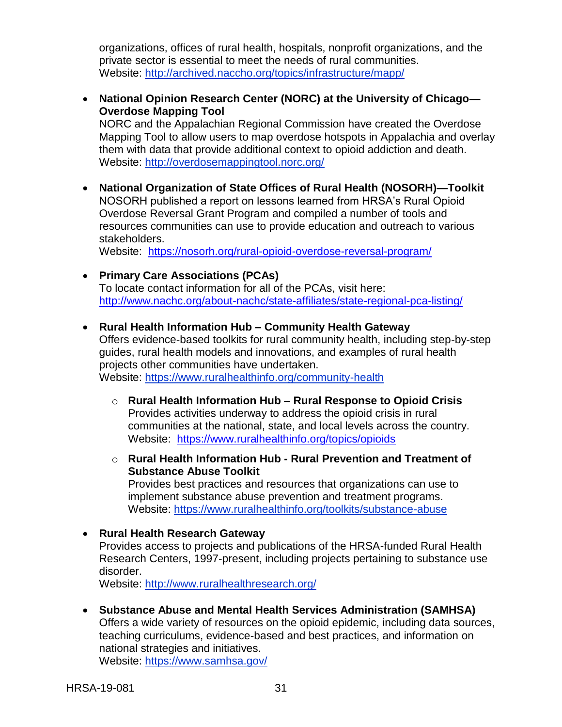organizations, offices of rural health, hospitals, nonprofit organizations, and the private sector is essential to meet the needs of rural communities.
Website: [http://archived.naccho.org/topics/infrastructure/mapp/](http://archived.naccho.org/topics/infrastructure/mapp/)

- **National Opinion Research Center (NORC) at the University of Chicago—Overdose Mapping Tool**
  NORC and the Appalachian Regional Commission have created the Overdose Mapping Tool to allow users to map overdose hotspots in Appalachia and overlay them with data that provide additional context to opioid addiction and death.
  Website: [http://overdosemappingtool.norc.org/](http://overdosemappingtool.norc.org/)

- **National Organization of State Offices of Rural Health (NOSORH)—Toolkit**
  NOSORH published a report on lessons learned from HRSA's Rural Opioid Overdose Reversal Grant Program and compiled a number of tools and resources communities can use to provide education and outreach to various stakeholders.
  Website: [https://nosorh.org/rural-opioid-overdose-reversal-program/](https://nosorh.org/rural-opioid-overdose-reversal-program/)

- **Primary Care Associations (PCAs)**
  To locate contact information for all of the PCAs, visit here: [http://www.nachc.org/about-nachc/state-affiliates/state-regional-pca-listing/](http://www.nachc.org/about-nachc/state-affiliates/state-regional-pca-listing/)

- **Rural Health Information Hub – Community Health Gateway**
  Offers evidence-based toolkits for rural community health, including step-by-step guides, rural health models and innovations, and examples of rural health projects other communities have undertaken.
  Website: [https://www.ruralhealthinfo.org/community-health](https://www.ruralhealthinfo.org/community-health)

  - **Rural Health Information Hub – Rural Response to Opioid Crisis**
    Provides activities underway to address the opioid crisis in rural communities at the national, state, and local levels across the country.
    Website: [https://www.ruralhealthinfo.org/topics/opioids](https://www.ruralhealthinfo.org/topics/opioids)

  - **Rural Health Information Hub - Rural Prevention and Treatment of Substance Abuse Toolkit**
    Provides best practices and resources that organizations can use to implement substance abuse prevention and treatment programs.
    Website: [https://www.ruralhealthinfo.org/toolkits/substance-abuse](https://www.ruralhealthinfo.org/toolkits/substance-abuse)

- **Rural Health Research Gateway**
  Provides access to projects and publications of the HRSA-funded Rural Health Research Centers, 1997-present, including projects pertaining to substance use disorder.
  Website: [http://www.ruralhealthresearch.org/](http://www.ruralhealthresearch.org/)

- **Substance Abuse and Mental Health Services Administration (SAMHSA)**
  Offers a wide variety of resources on the opioid epidemic, including data sources, teaching curriculums, evidence-based and best practices, and information on national strategies and initiatives.
  Website: [https://www.samhsa.gov/](https://www.samhsa.gov/)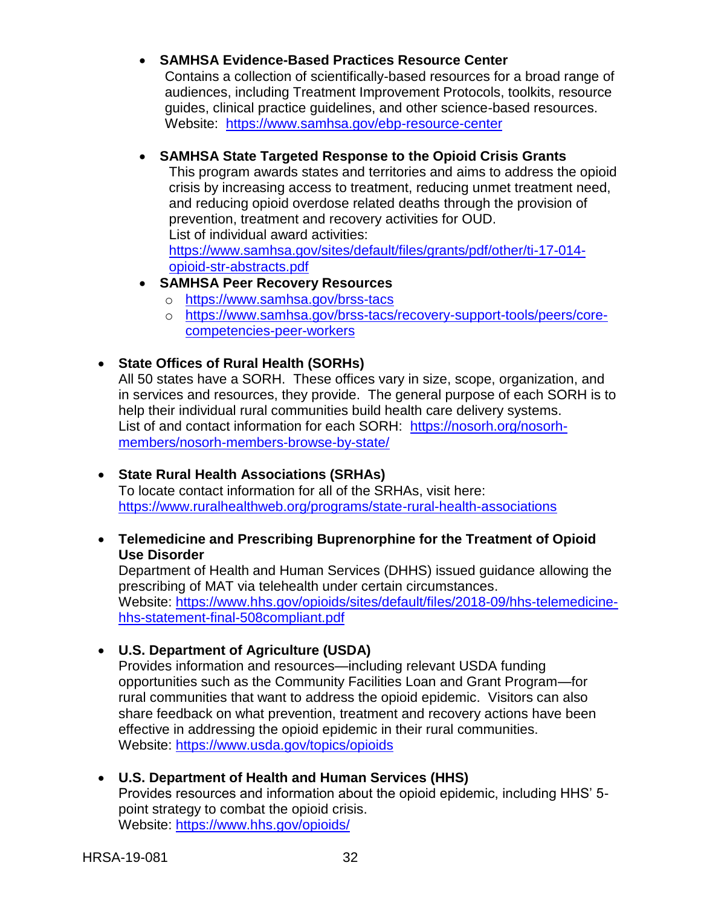- **SAMHSA Evidence-Based Practices Resource Center**
  Contains a collection of scientifically-based resources for a broad range of audiences, including Treatment Improvement Protocols, toolkits, resource guides, clinical practice guidelines, and other science-based resources.
  Website: https://www.samhsa.gov/ebp-resource-center

- **SAMHSA State Targeted Response to the Opioid Crisis Grants**
  This program awards states and territories and aims to address the opioid crisis by increasing access to treatment, reducing unmet treatment need, and reducing opioid overdose related deaths through the provision of prevention, treatment and recovery activities for OUD.
  List of individual award activities:
  https://www.samhsa.gov/sites/default/files/grants/pdf/other/ti-17-014-opioid-str-abstracts.pdf
- **SAMHSA Peer Recovery Resources**
  - https://www.samhsa.gov/brss-tacs
  - https://www.samhsa.gov/brss-tacs/recovery-support-tools/peers/core-competencies-peer-workers

- **State Offices of Rural Health (SORHs)**
  All 50 states have a SORH. These offices vary in size, scope, organization, and in services and resources, they provide. The general purpose of each SORH is to help their individual rural communities build health care delivery systems.
  List of and contact information for each SORH: https://nosorh.org/nosorh-members/nosorh-members-browse-by-state/

- **State Rural Health Associations (SRHAs)**
  To locate contact information for all of the SRHAs, visit here:
  https://www.ruralhealthweb.org/programs/state-rural-health-associations

- **Telemedicine and Prescribing Buprenorphine for the Treatment of Opioid Use Disorder**
  Department of Health and Human Services (DHHS) issued guidance allowing the prescribing of MAT via telehealth under certain circumstances.
  Website: https://www.hhs.gov/opioids/sites/default/files/2018-09/hhs-telemedicine-hhs-statement-final-508compliant.pdf

- **U.S. Department of Agriculture (USDA)**
  Provides information and resources—including relevant USDA funding opportunities such as the Community Facilities Loan and Grant Program—for rural communities that want to address the opioid epidemic. Visitors can also share feedback on what prevention, treatment and recovery actions have been effective in addressing the opioid epidemic in their rural communities.
  Website: https://www.usda.gov/topics/opioids

- **U.S. Department of Health and Human Services (HHS)**
  Provides resources and information about the opioid epidemic, including HHS' 5-point strategy to combat the opioid crisis.
  Website: https://www.hhs.gov/opioids/